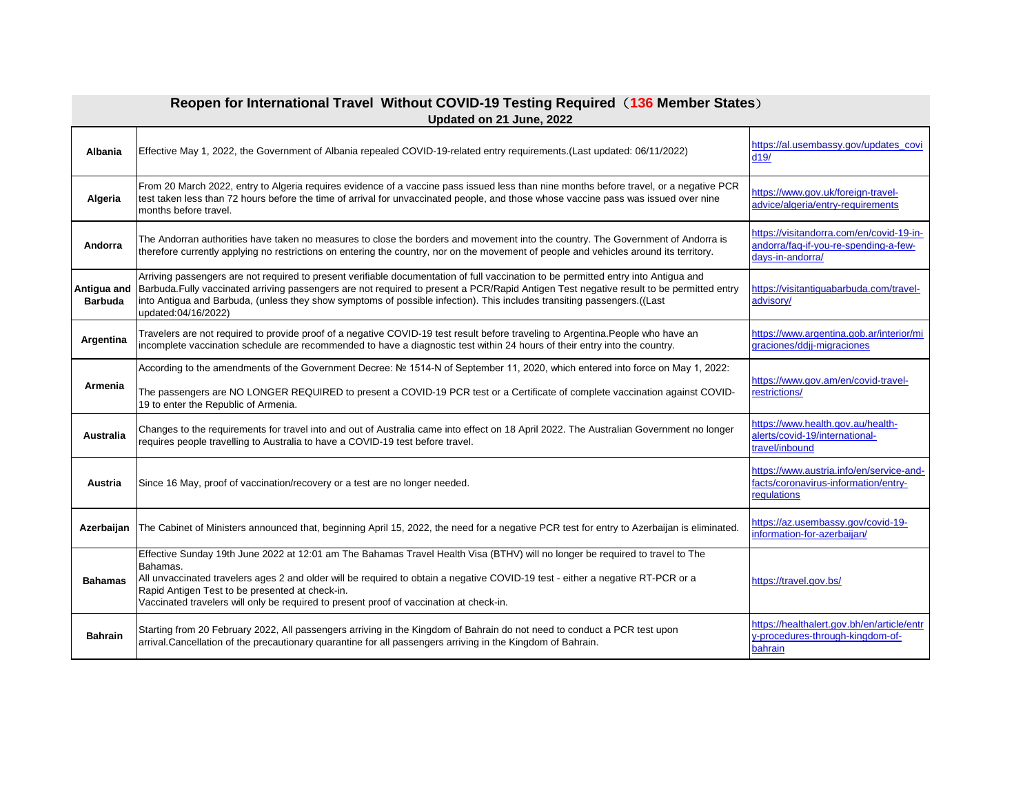## Reopen for International Travel Without COVID-19 Testing Required（136 Member States）

**Updated on 21 June, 2022**

| | | |
|---|---|---|
| **Albania** | Effective May 1, 2022, the Government of Albania repealed COVID-19-related entry requirements.(Last updated: 06/11/2022) | https://al.usembassy.gov/updates_covid19/ |
| **Algeria** | From 20 March 2022, entry to Algeria requires evidence of a vaccine pass issued less than nine months before travel, or a negative PCR test taken less than 72 hours before the time of arrival for unvaccinated people, and those whose vaccine pass was issued over nine months before travel. | https://www.gov.uk/foreign-travel-advice/algeria/entry-requirements |
| **Andorra** | The Andorran authorities have taken no measures to close the borders and movement into the country. The Government of Andorra is therefore currently applying no restrictions on entering the country, nor on the movement of people and vehicles around its territory. | https://visitandorra.com/en/covid-19-in-andorra/faq-if-you-re-spending-a-few-days-in-andorra/ |
| **Antigua and Barbuda** | Arriving passengers are not required to present verifiable documentation of full vaccination to be permitted entry into Antigua and Barbuda.Fully vaccinated arriving passengers are not required to present a PCR/Rapid Antigen Test negative result to be permitted entry into Antigua and Barbuda, (unless they show symptoms of possible infection). This includes transiting passengers.((Last updated:04/16/2022) | https://visitantiguabarbuda.com/travel-advisory/ |
| **Argentina** | Travelers are not required to provide proof of a negative COVID-19 test result before traveling to Argentina.People who have an incomplete vaccination schedule are recommended to have a diagnostic test within 24 hours of their entry into the country. | https://www.argentina.gob.ar/interior/migraciones/ddjj-migraciones |
| **Armenia** | According to the amendments of the Government Decree: № 1514-N of September 11, 2020, which entered into force on May 1, 2022:<br><br>The passengers are NO LONGER REQUIRED to present a COVID-19 PCR test or a Certificate of complete vaccination against COVID-19 to enter the Republic of Armenia. | https://www.gov.am/en/covid-travel-restrictions/ |
| **Australia** | Changes to the requirements for travel into and out of Australia came into effect on 18 April 2022. The Australian Government no longer requires people travelling to Australia to have a COVID-19 test before travel. | https://www.health.gov.au/health-alerts/covid-19/international-travel/inbound |
| **Austria** | Since 16 May, proof of vaccination/recovery or a test are no longer needed. | https://www.austria.info/en/service-and-facts/coronavirus-information/entry-regulations |
| **Azerbaijan** | The Cabinet of Ministers announced that, beginning April 15, 2022, the need for a negative PCR test for entry to Azerbaijan is eliminated. | https://az.usembassy.gov/covid-19-information-for-azerbaijan/ |
| **Bahamas** | Effective Sunday 19th June 2022 at 12:01 am The Bahamas Travel Health Visa (BTHV) will no longer be required to travel to The Bahamas.<br>All unvaccinated travelers ages 2 and older will be required to obtain a negative COVID-19 test - either a negative RT-PCR or a Rapid Antigen Test to be presented at check-in.<br>Vaccinated travelers will only be required to present proof of vaccination at check-in. | https://travel.gov.bs/ |
| **Bahrain** | Starting from 20 February 2022, All passengers arriving in the Kingdom of Bahrain do not need to conduct a PCR test upon arrival.Cancellation of the precautionary quarantine for all passengers arriving in the Kingdom of Bahrain. | https://healthalert.gov.bh/en/article/entry-procedures-through-kingdom-of-bahrain |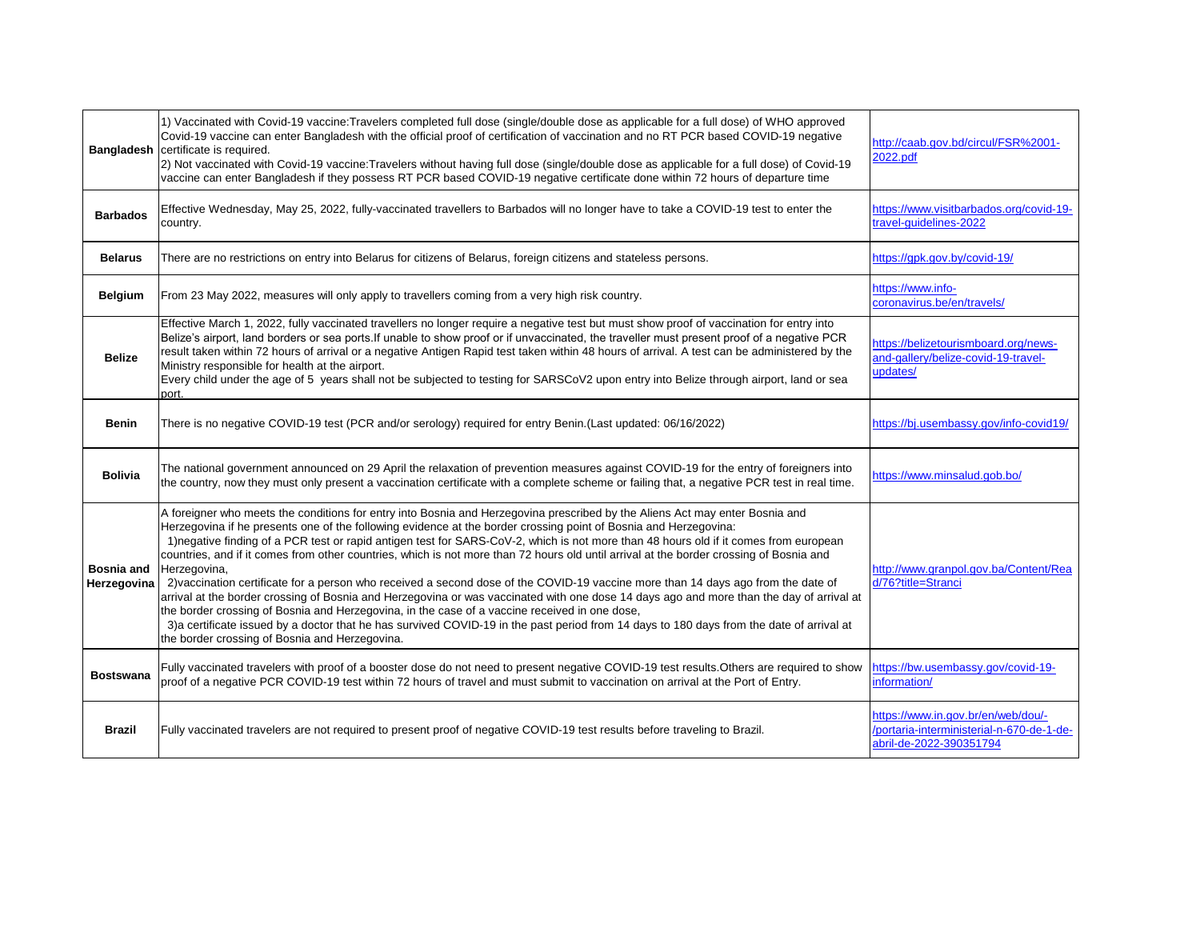| | | |
|---|---|---|
| **Bangladesh** | 1) Vaccinated with Covid-19 vaccine:Travelers completed full dose (single/double dose as applicable for a full dose) of WHO approved Covid-19 vaccine can enter Bangladesh with the official proof of certification of vaccination and no RT PCR based COVID-19 negative certificate is required.<br>2) Not vaccinated with Covid-19 vaccine:Travelers without having full dose (single/double dose as applicable for a full dose) of Covid-19 vaccine can enter Bangladesh if they possess RT PCR based COVID-19 negative certificate done within 72 hours of departure time | http://caab.gov.bd/circul/FSR%2001-2022.pdf |
| **Barbados** | Effective Wednesday, May 25, 2022, fully-vaccinated travellers to Barbados will no longer have to take a COVID-19 test to enter the country. | https://www.visitbarbados.org/covid-19-travel-guidelines-2022 |
| **Belarus** | There are no restrictions on entry into Belarus for citizens of Belarus, foreign citizens and stateless persons. | https://gpk.gov.by/covid-19/ |
| **Belgium** | From 23 May 2022, measures will only apply to travellers coming from a very high risk country. | https://www.info-coronavirus.be/en/travels/ |
| **Belize** | Effective March 1, 2022, fully vaccinated travellers no longer require a negative test but must show proof of vaccination for entry into Belize's airport, land borders or sea ports.If unable to show proof or if unvaccinated, the traveller must present proof of a negative PCR result taken within 72 hours of arrival or a negative Antigen Rapid test taken within 48 hours of arrival. A test can be administered by the Ministry responsible for health at the airport.<br>Every child under the age of 5 years shall not be subjected to testing for SARSCoV2 upon entry into Belize through airport, land or sea port. | https://belizetourismboard.org/news-and-gallery/belize-covid-19-travel-updates/ |
| **Benin** | There is no negative COVID-19 test (PCR and/or serology) required for entry Benin.(Last updated: 06/16/2022) | https://bj.usembassy.gov/info-covid19/ |
| **Bolivia** | The national government announced on 29 April the relaxation of prevention measures against COVID-19 for the entry of foreigners into the country, now they must only present a vaccination certificate with a complete scheme or failing that, a negative PCR test in real time. | https://www.minsalud.gob.bo/ |
| **Bosnia and Herzegovina** | A foreigner who meets the conditions for entry into Bosnia and Herzegovina prescribed by the Aliens Act may enter Bosnia and Herzegovina if he presents one of the following evidence at the border crossing point of Bosnia and Herzegovina:<br>1)negative finding of a PCR test or rapid antigen test for SARS-CoV-2, which is not more than 48 hours old if it comes from european countries, and if it comes from other countries, which is not more than 72 hours old until arrival at the border crossing of Bosnia and Herzegovina,<br>2)vaccination certificate for a person who received a second dose of the COVID-19 vaccine more than 14 days ago from the date of arrival at the border crossing of Bosnia and Herzegovina or was vaccinated with one dose 14 days ago and more than the day of arrival at the border crossing of Bosnia and Herzegovina, in the case of a vaccine received in one dose,<br>3)a certificate issued by a doctor that he has survived COVID-19 in the past period from 14 days to 180 days from the date of arrival at the border crossing of Bosnia and Herzegovina. | http://www.granpol.gov.ba/Content/Read/76?title=Stranci |
| **Bostswana** | Fully vaccinated travelers with proof of a booster dose do not need to present negative COVID-19 test results.Others are required to show proof of a negative PCR COVID-19 test within 72 hours of travel and must submit to vaccination on arrival at the Port of Entry. | https://bw.usembassy.gov/covid-19-information/ |
| **Brazil** | Fully vaccinated travelers are not required to present proof of negative COVID-19 test results before traveling to Brazil. | https://www.in.gov.br/en/web/dou/-/portaria-interministerial-n-670-de-1-de-abril-de-2022-390351794 |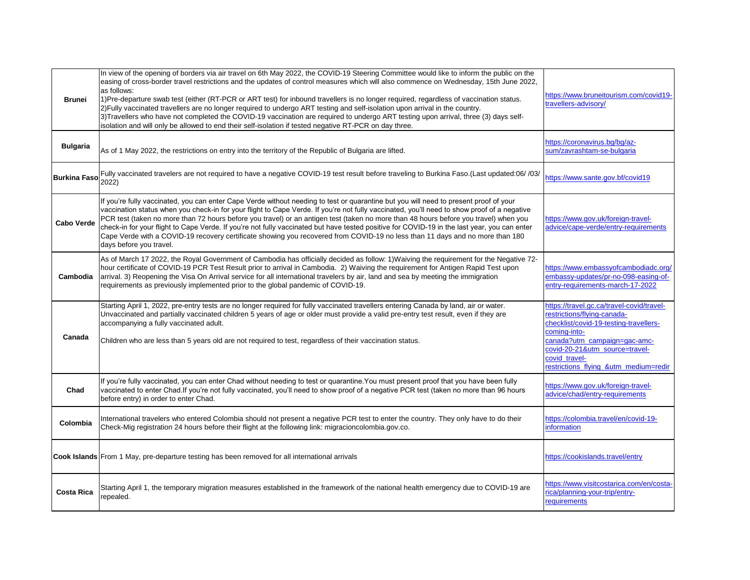| | | |
|---|---|---|
| **Brunei** | In view of the opening of borders via air travel on 6th May 2022, the COVID-19 Steering Committee would like to inform the public on the easing of cross-border travel restrictions and the updates of control measures which will also commence on Wednesday, 15th June 2022, as follows:<br>1)Pre-departure swab test (either (RT-PCR or ART test) for inbound travellers is no longer required, regardless of vaccination status.<br>2)Fully vaccinated travellers are no longer required to undergo ART testing and self-isolation upon arrival in the country.<br>3)Travellers who have not completed the COVID-19 vaccination are required to undergo ART testing upon arrival, three (3) days self-isolation and will only be allowed to end their self-isolation if tested negative RT-PCR on day three. | https://www.bruneitourism.com/covid19-travellers-advisory/ |
| **Bulgaria** | As of 1 May 2022, the restrictions on entry into the territory of the Republic of Bulgaria are lifted. | https://coronavirus.bg/bg/az-sum/zavrashtam-se-bulgaria |
| **Burkina Faso** | Fully vaccinated travelers are not required to have a negative COVID-19 test result before traveling to Burkina Faso.(Last updated:06/ /03/ 2022) | https://www.sante.gov.bf/covid19 |
| **Cabo Verde** | If you're fully vaccinated, you can enter Cape Verde without needing to test or quarantine but you will need to present proof of your vaccination status when you check-in for your flight to Cape Verde. If you're not fully vaccinated, you'll need to show proof of a negative PCR test (taken no more than 72 hours before you travel) or an antigen test (taken no more than 48 hours before you travel) when you check-in for your flight to Cape Verde. If you're not fully vaccinated but have tested positive for COVID-19 in the last year, you can enter Cape Verde with a COVID-19 recovery certificate showing you recovered from COVID-19 no less than 11 days and no more than 180 days before you travel. | https://www.gov.uk/foreign-travel-advice/cape-verde/entry-requirements |
| **Cambodia** | As of March 17 2022, the Royal Government of Cambodia has officially decided as follow: 1)Waiving the requirement for the Negative 72-hour certificate of COVID-19 PCR Test Result prior to arrival in Cambodia. 2) Waiving the requirement for Antigen Rapid Test upon arrival. 3) Reopening the Visa On Arrival service for all international travelers by air, land and sea by meeting the immigration requirements as previously implemented prior to the global pandemic of COVID-19. | https://www.embassyofcambodiadc.org/embassy-updates/pr-no-098-easing-of-entry-requirements-march-17-2022 |
| **Canada** | Starting April 1, 2022, pre-entry tests are no longer required for fully vaccinated travellers entering Canada by land, air or water. Unvaccinated and partially vaccinated children 5 years of age or older must provide a valid pre-entry test result, even if they are accompanying a fully vaccinated adult.<br><br>Children who are less than 5 years old are not required to test, regardless of their vaccination status. | https://travel.gc.ca/travel-covid/travel-restrictions/flying-canada-checklist/covid-19-testing-travellers-coming-into-canada?utm_campaign=gac-amc-covid-20-21&utm_source=travel-covid_travel-restrictions_flying_&utm_medium=redir |
| **Chad** | If you're fully vaccinated, you can enter Chad without needing to test or quarantine.You must present proof that you have been fully vaccinated to enter Chad.If you're not fully vaccinated, you'll need to show proof of a negative PCR test (taken no more than 96 hours before entry) in order to enter Chad. | https://www.gov.uk/foreign-travel-advice/chad/entry-requirements |
| **Colombia** | International travelers who entered Colombia should not present a negative PCR test to enter the country. They only have to do their Check-Mig registration 24 hours before their flight at the following link: migracioncolombia.gov.co. | https://colombia.travel/en/covid-19-information |
| **Cook Islands** | From 1 May, pre-departure testing has been removed for all international arrivals | https://cookislands.travel/entry |
| **Costa Rica** | Starting April 1, the temporary migration measures established in the framework of the national health emergency due to COVID-19 are repealed. | https://www.visitcostarica.com/en/costa-rica/planning-your-trip/entry-requirements |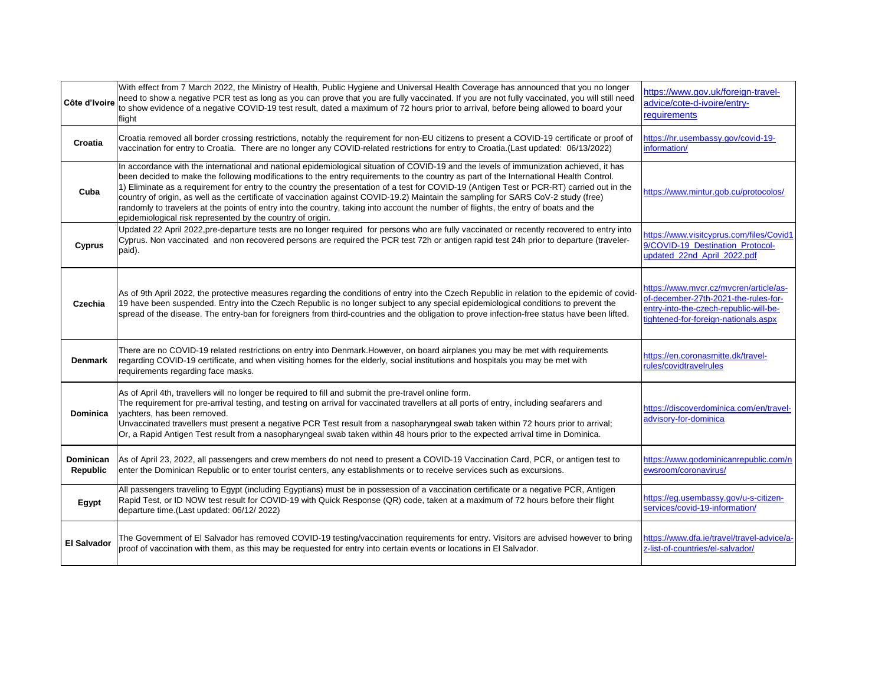| | | |
|---|---|---|
| **Côte d'Ivoire** | With effect from 7 March 2022, the Ministry of Health, Public Hygiene and Universal Health Coverage has announced that you no longer need to show a negative PCR test as long as you can prove that you are fully vaccinated. If you are not fully vaccinated, you will still need to show evidence of a negative COVID-19 test result, dated a maximum of 72 hours prior to arrival, before being allowed to board your flight | https://www.gov.uk/foreign-travel-advice/cote-d-ivoire/entry-requirements |
| **Croatia** | Croatia removed all border crossing restrictions, notably the requirement for non-EU citizens to present a COVID-19 certificate or proof of vaccination for entry to Croatia. There are no longer any COVID-related restrictions for entry to Croatia.(Last updated: 06/13/2022) | https://hr.usembassy.gov/covid-19-information/ |
| **Cuba** | In accordance with the international and national epidemiological situation of COVID-19 and the levels of immunization achieved, it has been decided to make the following modifications to the entry requirements to the country as part of the International Health Control. 1) Eliminate as a requirement for entry to the country the presentation of a test for COVID-19 (Antigen Test or PCR-RT) carried out in the country of origin, as well as the certificate of vaccination against COVID-19.2) Maintain the sampling for SARS CoV-2 study (free) randomly to travelers at the points of entry into the country, taking into account the number of flights, the entry of boats and the epidemiological risk represented by the country of origin. | https://www.mintur.gob.cu/protocolos/ |
| **Cyprus** | Updated 22 April 2022,pre-departure tests are no longer required for persons who are fully vaccinated or recently recovered to entry into Cyprus. Non vaccinated and non recovered persons are required the PCR test 72h or antigen rapid test 24h prior to departure (traveler-paid). | https://www.visitcyprus.com/files/Covid19/COVID-19_Destination_Protocol-updated_22nd_April_2022.pdf |
| **Czechia** | As of 9th April 2022, the protective measures regarding the conditions of entry into the Czech Republic in relation to the epidemic of covid-19 have been suspended. Entry into the Czech Republic is no longer subject to any special epidemiological conditions to prevent the spread of the disease. The entry-ban for foreigners from third-countries and the obligation to prove infection-free status have been lifted. | https://www.mvcr.cz/mvcren/article/as-of-december-27th-2021-the-rules-for-entry-into-the-czech-republic-will-be-tightened-for-foreign-nationals.aspx |
| **Denmark** | There are no COVID-19 related restrictions on entry into Denmark.However, on board airplanes you may be met with requirements regarding COVID-19 certificate, and when visiting homes for the elderly, social institutions and hospitals you may be met with requirements regarding face masks. | https://en.coronasmitte.dk/travel-rules/covidtravelrules |
| **Dominica** | As of April 4th, travellers will no longer be required to fill and submit the pre-travel online form.<br>The requirement for pre-arrival testing, and testing on arrival for vaccinated travellers at all ports of entry, including seafarers and yachters, has been removed.<br>Unvaccinated travellers must present a negative PCR Test result from a nasopharyngeal swab taken within 72 hours prior to arrival;<br>Or, a Rapid Antigen Test result from a nasopharyngeal swab taken within 48 hours prior to the expected arrival time in Dominica. | https://discoverdominica.com/en/travel-advisory-for-dominica |
| **Dominican Republic** | As of April 23, 2022, all passengers and crew members do not need to present a COVID-19 Vaccination Card, PCR, or antigen test to enter the Dominican Republic or to enter tourist centers, any establishments or to receive services such as excursions. | https://www.godominicanrepublic.com/newsroom/coronavirus/ |
| **Egypt** | All passengers traveling to Egypt (including Egyptians) must be in possession of a vaccination certificate or a negative PCR, Antigen Rapid Test, or ID NOW test result for COVID-19 with Quick Response (QR) code, taken at a maximum of 72 hours before their flight departure time.(Last updated: 06/12/ 2022) | https://eg.usembassy.gov/u-s-citizen-services/covid-19-information/ |
| **El Salvador** | The Government of El Salvador has removed COVID-19 testing/vaccination requirements for entry. Visitors are advised however to bring proof of vaccination with them, as this may be requested for entry into certain events or locations in El Salvador. | https://www.dfa.ie/travel/travel-advice/a-z-list-of-countries/el-salvador/ |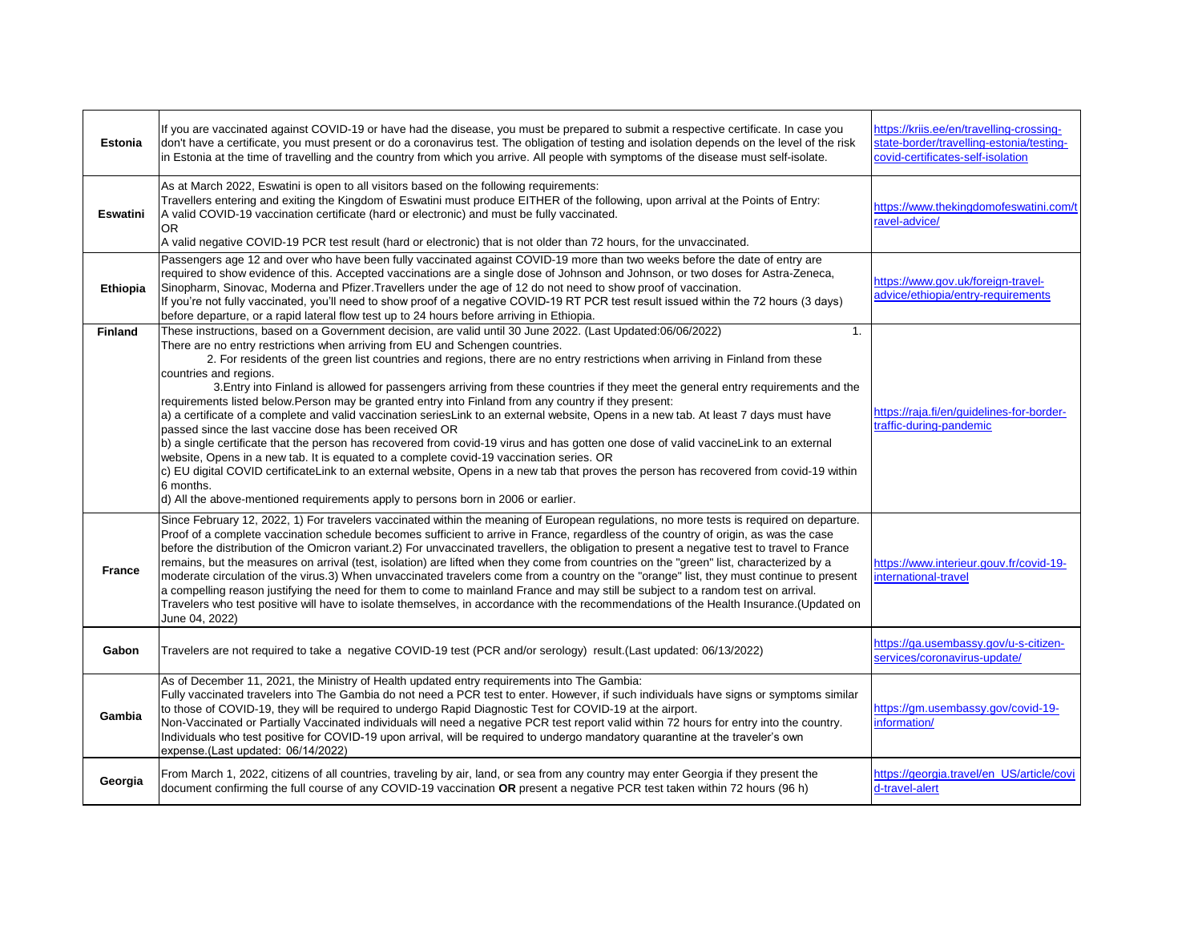| | | |
|---|---|---|
| **Estonia** | If you are vaccinated against COVID-19 or have had the disease, you must be prepared to submit a respective certificate. In case you don't have a certificate, you must present or do a coronavirus test. The obligation of testing and isolation depends on the level of the risk in Estonia at the time of travelling and the country from which you arrive. All people with symptoms of the disease must self-isolate. | https://kriis.ee/en/travelling-crossing-state-border/travelling-estonia/testing-covid-certificates-self-isolation |
| **Eswatini** | As at March 2022, Eswatini is open to all visitors based on the following requirements:<br>Travellers entering and exiting the Kingdom of Eswatini must produce EITHER of the following, upon arrival at the Points of Entry:<br>A valid COVID-19 vaccination certificate (hard or electronic) and must be fully vaccinated.<br>OR<br>A valid negative COVID-19 PCR test result (hard or electronic) that is not older than 72 hours, for the unvaccinated. | https://www.thekingdomofeswatini.com/travel-advice/ |
| **Ethiopia** | Passengers age 12 and over who have been fully vaccinated against COVID-19 more than two weeks before the date of entry are required to show evidence of this. Accepted vaccinations are a single dose of Johnson and Johnson, or two doses for Astra-Zeneca, Sinopharm, Sinovac, Moderna and Pfizer.Travellers under the age of 12 do not need to show proof of vaccination.<br>If you're not fully vaccinated, you'll need to show proof of a negative COVID-19 RT PCR test result issued within the 72 hours (3 days) before departure, or a rapid lateral flow test up to 24 hours before arriving in Ethiopia. | https://www.gov.uk/foreign-travel-advice/ethiopia/entry-requirements |
| **Finland** | These instructions, based on a Government decision, are valid until 30 June 2022. (Last Updated:06/06/2022) 1. There are no entry restrictions when arriving from EU and Schengen countries.<br>2. For residents of the green list countries and regions, there are no entry restrictions when arriving in Finland from these countries and regions.<br>3.Entry into Finland is allowed for passengers arriving from these countries if they meet the general entry requirements and the requirements listed below.Person may be granted entry into Finland from any country if they present:<br>a) a certificate of a complete and valid vaccination seriesLink to an external website, Opens in a new tab. At least 7 days must have passed since the last vaccine dose has been received OR<br>b) a single certificate that the person has recovered from covid-19 virus and has gotten one dose of valid vaccineLink to an external website, Opens in a new tab. It is equated to a complete covid-19 vaccination series. OR<br>c) EU digital COVID certificateLink to an external website, Opens in a new tab that proves the person has recovered from covid-19 within 6 months.<br>d) All the above-mentioned requirements apply to persons born in 2006 or earlier. | https://raja.fi/en/guidelines-for-border-traffic-during-pandemic |
| **France** | Since February 12, 2022, 1) For travelers vaccinated within the meaning of European regulations, no more tests is required on departure. Proof of a complete vaccination schedule becomes sufficient to arrive in France, regardless of the country of origin, as was the case before the distribution of the Omicron variant.2) For unvaccinated travellers, the obligation to present a negative test to travel to France remains, but the measures on arrival (test, isolation) are lifted when they come from countries on the "green" list, characterized by a moderate circulation of the virus.3) When unvaccinated travelers come from a country on the "orange" list, they must continue to present a compelling reason justifying the need for them to come to mainland France and may still be subject to a random test on arrival. Travelers who test positive will have to isolate themselves, in accordance with the recommendations of the Health Insurance.(Updated on June 04, 2022) | https://www.interieur.gouv.fr/covid-19-international-travel |
| **Gabon** | Travelers are not required to take a negative COVID-19 test (PCR and/or serology) result.(Last updated: 06/13/2022) | https://ga.usembassy.gov/u-s-citizen-services/coronavirus-update/ |
| **Gambia** | As of December 11, 2021, the Ministry of Health updated entry requirements into The Gambia:<br>Fully vaccinated travelers into The Gambia do not need a PCR test to enter. However, if such individuals have signs or symptoms similar to those of COVID-19, they will be required to undergo Rapid Diagnostic Test for COVID-19 at the airport.<br>Non-Vaccinated or Partially Vaccinated individuals will need a negative PCR test report valid within 72 hours for entry into the country. Individuals who test positive for COVID-19 upon arrival, will be required to undergo mandatory quarantine at the traveler's own expense.(Last updated: 06/14/2022) | https://gm.usembassy.gov/covid-19-information/ |
| **Georgia** | From March 1, 2022, citizens of all countries, traveling by air, land, or sea from any country may enter Georgia if they present the document confirming the full course of any COVID-19 vaccination **OR** present a negative PCR test taken within 72 hours (96 h) | https://georgia.travel/en_US/article/covid-travel-alert |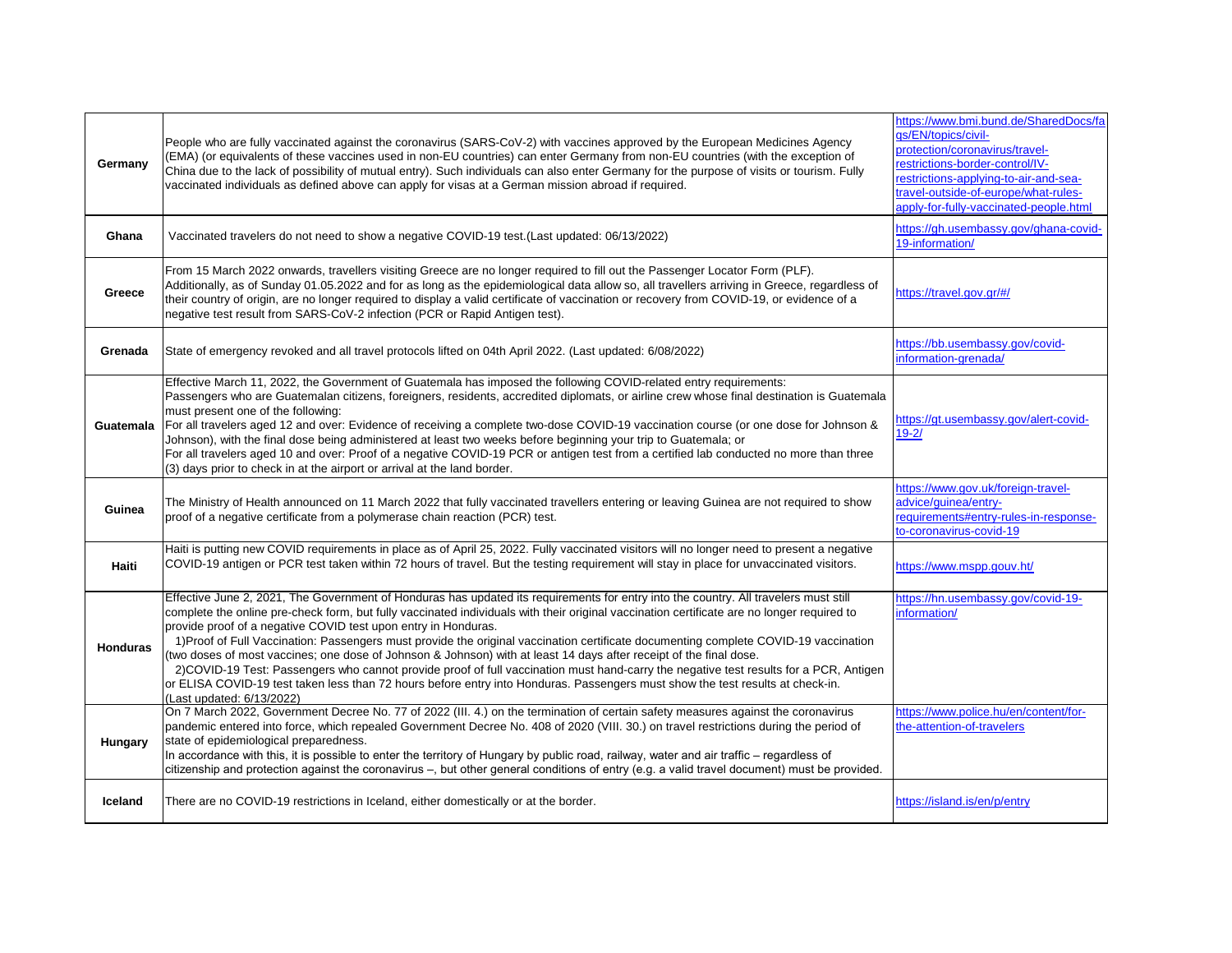| | | |
|---|---|---|
| **Germany** | People who are fully vaccinated against the coronavirus (SARS-CoV-2) with vaccines approved by the European Medicines Agency (EMA) (or equivalents of these vaccines used in non-EU countries) can enter Germany from non-EU countries (with the exception of China due to the lack of possibility of mutual entry). Such individuals can also enter Germany for the purpose of visits or tourism. Fully vaccinated individuals as defined above can apply for visas at a German mission abroad if required. | https://www.bmi.bund.de/SharedDocs/faqs/EN/topics/civil-protection/coronavirus/travel-restrictions-border-control/IV-restrictions-applying-to-air-and-sea-travel-outside-of-europe/what-rules-apply-for-fully-vaccinated-people.html |
| **Ghana** | Vaccinated travelers do not need to show a negative COVID-19 test.(Last updated: 06/13/2022) | https://gh.usembassy.gov/ghana-covid-19-information/ |
| **Greece** | From 15 March 2022 onwards, travellers visiting Greece are no longer required to fill out the Passenger Locator Form (PLF). Additionally, as of Sunday 01.05.2022 and for as long as the epidemiological data allow so, all travellers arriving in Greece, regardless of their country of origin, are no longer required to display a valid certificate of vaccination or recovery from COVID-19, or evidence of a negative test result from SARS-CoV-2 infection (PCR or Rapid Antigen test). | https://travel.gov.gr/#/ |
| **Grenada** | State of emergency revoked and all travel protocols lifted on 04th April 2022. (Last updated: 6/08/2022) | https://bb.usembassy.gov/covid-information-grenada/ |
| **Guatemala** | Effective March 11, 2022, the Government of Guatemala has imposed the following COVID-related entry requirements:<br>Passengers who are Guatemalan citizens, foreigners, residents, accredited diplomats, or airline crew whose final destination is Guatemala must present one of the following:<br>For all travelers aged 12 and over: Evidence of receiving a complete two-dose COVID-19 vaccination course (or one dose for Johnson & Johnson), with the final dose being administered at least two weeks before beginning your trip to Guatemala; or<br>For all travelers aged 10 and over: Proof of a negative COVID-19 PCR or antigen test from a certified lab conducted no more than three (3) days prior to check in at the airport or arrival at the land border. | https://gt.usembassy.gov/alert-covid-19-2/ |
| **Guinea** | The Ministry of Health announced on 11 March 2022 that fully vaccinated travellers entering or leaving Guinea are not required to show proof of a negative certificate from a polymerase chain reaction (PCR) test. | https://www.gov.uk/foreign-travel-advice/guinea/entry-requirements#entry-rules-in-response-to-coronavirus-covid-19 |
| **Haiti** | Haiti is putting new COVID requirements in place as of April 25, 2022. Fully vaccinated visitors will no longer need to present a negative COVID-19 antigen or PCR test taken within 72 hours of travel. But the testing requirement will stay in place for unvaccinated visitors. | https://www.mspp.gouv.ht/ |
| **Honduras** | Effective June 2, 2021, The Government of Honduras has updated its requirements for entry into the country. All travelers must still complete the online pre-check form, but fully vaccinated individuals with their original vaccination certificate are no longer required to provide proof of a negative COVID test upon entry in Honduras.<br>1)Proof of Full Vaccination: Passengers must provide the original vaccination certificate documenting complete COVID-19 vaccination (two doses of most vaccines; one dose of Johnson & Johnson) with at least 14 days after receipt of the final dose.<br>2)COVID-19 Test: Passengers who cannot provide proof of full vaccination must hand-carry the negative test results for a PCR, Antigen or ELISA COVID-19 test taken less than 72 hours before entry into Honduras. Passengers must show the test results at check-in.<br>(Last updated: 6/13/2022) | https://hn.usembassy.gov/covid-19-information/ |
| **Hungary** | On 7 March 2022, Government Decree No. 77 of 2022 (III. 4.) on the termination of certain safety measures against the coronavirus pandemic entered into force, which repealed Government Decree No. 408 of 2020 (VIII. 30.) on travel restrictions during the period of state of epidemiological preparedness.<br>In accordance with this, it is possible to enter the territory of Hungary by public road, railway, water and air traffic – regardless of citizenship and protection against the coronavirus –, but other general conditions of entry (e.g. a valid travel document) must be provided. | https://www.police.hu/en/content/for-the-attention-of-travelers |
| **Iceland** | There are no COVID-19 restrictions in Iceland, either domestically or at the border. | https://island.is/en/p/entry |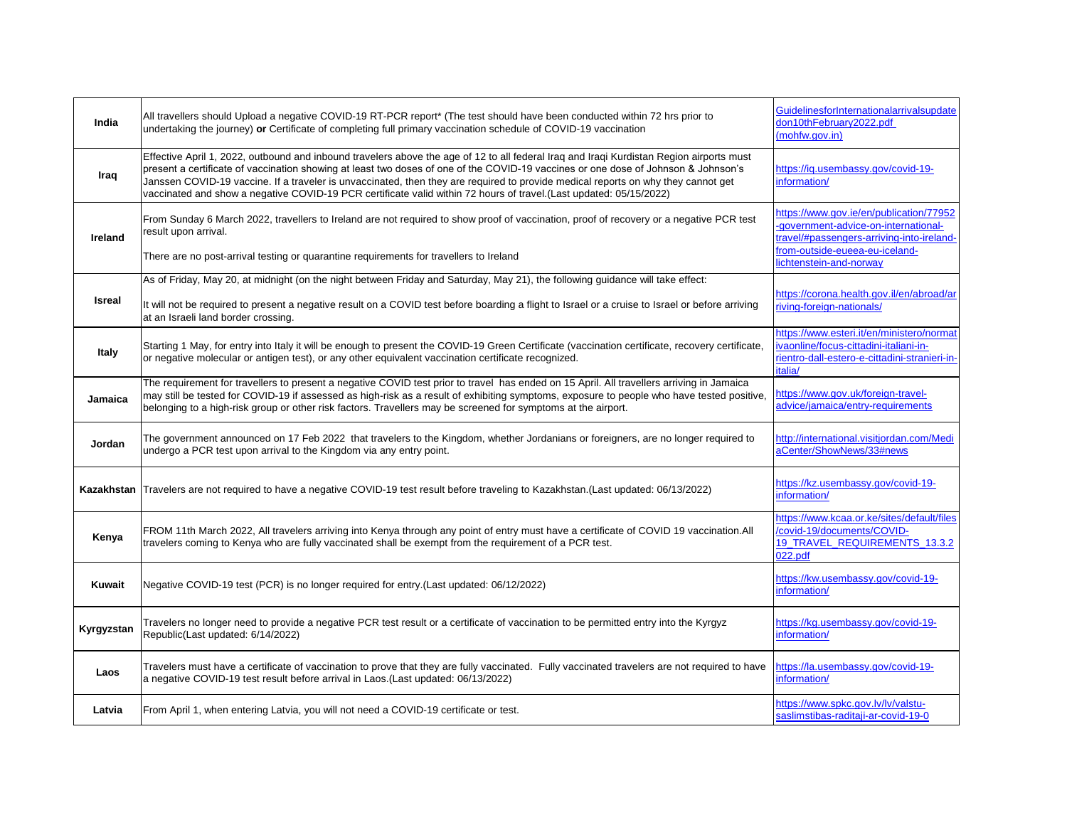| | | |
|---|---|---|
| **India** | All travellers should Upload a negative COVID-19 RT-PCR report* (The test should have been conducted within 72 hrs prior to undertaking the journey) **or** Certificate of completing full primary vaccination schedule of COVID-19 vaccination | GuidelinesforInternationalarrivalsupdatedon10thFebruary2022.pdf (mohfw.gov.in) |
| **Iraq** | Effective April 1, 2022, outbound and inbound travelers above the age of 12 to all federal Iraq and Iraqi Kurdistan Region airports must present a certificate of vaccination showing at least two doses of one of the COVID-19 vaccines or one dose of Johnson & Johnson's Janssen COVID-19 vaccine. If a traveler is unvaccinated, then they are required to provide medical reports on why they cannot get vaccinated and show a negative COVID-19 PCR certificate valid within 72 hours of travel.(Last updated: 05/15/2022) | https://iq.usembassy.gov/covid-19-information/ |
| **Ireland** | From Sunday 6 March 2022, travellers to Ireland are not required to show proof of vaccination, proof of recovery or a negative PCR test result upon arrival.<br><br>There are no post-arrival testing or quarantine requirements for travellers to Ireland | https://www.gov.ie/en/publication/77952-government-advice-on-international-travel/#passengers-arriving-into-ireland-from-outside-eueea-eu-iceland-lichtenstein-and-norway |
| **Isreal** | As of Friday, May 20, at midnight (on the night between Friday and Saturday, May 21), the following guidance will take effect:<br><br>It will not be required to present a negative result on a COVID test before boarding a flight to Israel or a cruise to Israel or before arriving at an Israeli land border crossing. | https://corona.health.gov.il/en/abroad/arriving-foreign-nationals/ |
| **Italy** | Starting 1 May, for entry into Italy it will be enough to present the COVID-19 Green Certificate (vaccination certificate, recovery certificate, or negative molecular or antigen test), or any other equivalent vaccination certificate recognized. | https://www.esteri.it/en/ministero/normativaonline/focus-cittadini-italiani-in-rientro-dall-estero-e-cittadini-stranieri-in-italia/ |
| **Jamaica** | The requirement for travellers to present a negative COVID test prior to travel has ended on 15 April. All travellers arriving in Jamaica may still be tested for COVID-19 if assessed as high-risk as a result of exhibiting symptoms, exposure to people who have tested positive, belonging to a high-risk group or other risk factors. Travellers may be screened for symptoms at the airport. | https://www.gov.uk/foreign-travel-advice/jamaica/entry-requirements |
| **Jordan** | The government announced on 17 Feb 2022 that travelers to the Kingdom, whether Jordanians or foreigners, are no longer required to undergo a PCR test upon arrival to the Kingdom via any entry point. | http://international.visitjordan.com/MediaCenter/ShowNews/33#news |
| **Kazakhstan** | Travelers are not required to have a negative COVID-19 test result before traveling to Kazakhstan.(Last updated: 06/13/2022) | https://kz.usembassy.gov/covid-19-information/ |
| **Kenya** | FROM 11th March 2022, All travelers arriving into Kenya through any point of entry must have a certificate of COVID 19 vaccination.All travelers coming to Kenya who are fully vaccinated shall be exempt from the requirement of a PCR test. | https://www.kcaa.or.ke/sites/default/files/covid-19/documents/COVID-19_TRAVEL_REQUIREMENTS_13.3.2022.pdf |
| **Kuwait** | Negative COVID-19 test (PCR) is no longer required for entry.(Last updated: 06/12/2022) | https://kw.usembassy.gov/covid-19-information/ |
| **Kyrgyzstan** | Travelers no longer need to provide a negative PCR test result or a certificate of vaccination to be permitted entry into the Kyrgyz Republic(Last updated: 6/14/2022) | https://kg.usembassy.gov/covid-19-information/ |
| **Laos** | Travelers must have a certificate of vaccination to prove that they are fully vaccinated. Fully vaccinated travelers are not required to have a negative COVID-19 test result before arrival in Laos.(Last updated: 06/13/2022) | https://la.usembassy.gov/covid-19-information/ |
| **Latvia** | From April 1, when entering Latvia, you will not need a COVID-19 certificate or test. | https://www.spkc.gov.lv/lv/valstu-saslimstibas-raditaji-ar-covid-19-0 |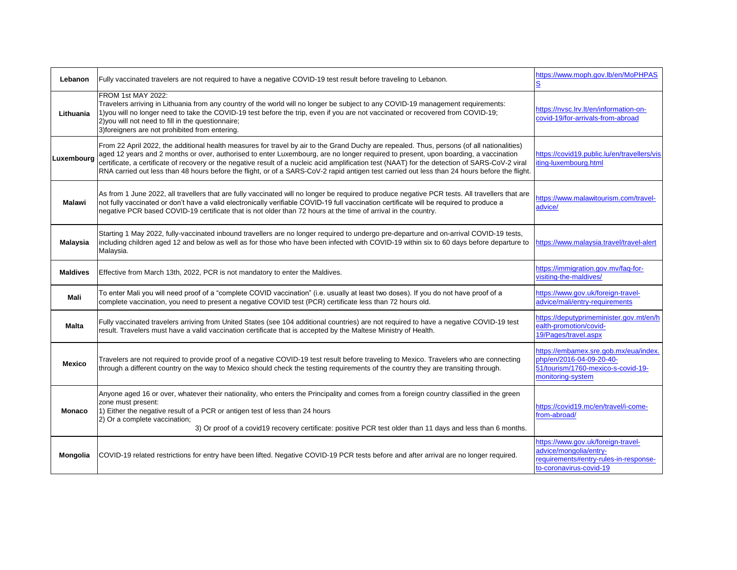| | | |
|---|---|---|
| **Lebanon** | Fully vaccinated travelers are not required to have a negative COVID-19 test result before traveling to Lebanon. | https://www.moph.gov.lb/en/MoPHPASS |
| **Lithuania** | FROM 1st MAY 2022:<br>Travelers arriving in Lithuania from any country of the world will no longer be subject to any COVID-19 management requirements:<br>1)you will no longer need to take the COVID-19 test before the trip, even if you are not vaccinated or recovered from COVID-19;<br>2)you will not need to fill in the questionnaire;<br>3)foreigners are not prohibited from entering. | https://nvsc.lrv.lt/en/information-on-covid-19/for-arrivals-from-abroad |
| **Luxembourg** | From 22 April 2022, the additional health measures for travel by air to the Grand Duchy are repealed. Thus, persons (of all nationalities) aged 12 years and 2 months or over, authorised to enter Luxembourg, are no longer required to present, upon boarding, a vaccination certificate, a certificate of recovery or the negative result of a nucleic acid amplification test (NAAT) for the detection of SARS-CoV-2 viral RNA carried out less than 48 hours before the flight, or of a SARS-CoV-2 rapid antigen test carried out less than 24 hours before the flight. | https://covid19.public.lu/en/travellers/visiting-luxembourg.html |
| **Malawi** | As from 1 June 2022, all travellers that are fully vaccinated will no longer be required to produce negative PCR tests. All travellers that are not fully vaccinated or don't have a valid electronically verifiable COVID-19 full vaccination certificate will be required to produce a negative PCR based COVID-19 certificate that is not older than 72 hours at the time of arrival in the country. | https://www.malawitourism.com/travel-advice/ |
| **Malaysia** | Starting 1 May 2022, fully-vaccinated inbound travellers are no longer required to undergo pre-departure and on-arrival COVID-19 tests, including children aged 12 and below as well as for those who have been infected with COVID-19 within six to 60 days before departure to Malaysia. | https://www.malaysia.travel/travel-alert |
| **Maldives** | Effective from March 13th, 2022, PCR is not mandatory to enter the Maldives. | https://immigration.gov.mv/faq-for-visiting-the-maldives/ |
| **Mali** | To enter Mali you will need proof of a "complete COVID vaccination" (i.e. usually at least two doses). If you do not have proof of a complete vaccination, you need to present a negative COVID test (PCR) certificate less than 72 hours old. | https://www.gov.uk/foreign-travel-advice/mali/entry-requirements |
| **Malta** | Fully vaccinated travelers arriving from United States (see 104 additional countries) are not required to have a negative COVID-19 test result. Travelers must have a valid vaccination certificate that is accepted by the Maltese Ministry of Health. | https://deputyprimeminister.gov.mt/en/health-promotion/covid-19/Pages/travel.aspx |
| **Mexico** | Travelers are not required to provide proof of a negative COVID-19 test result before traveling to Mexico. Travelers who are connecting through a different country on the way to Mexico should check the testing requirements of the country they are transiting through. | https://embamex.sre.gob.mx/eua/index.php/en/2016-04-09-20-40-51/tourism/1760-mexico-s-covid-19-monitoring-system |
| **Monaco** | Anyone aged 16 or over, whatever their nationality, who enters the Principality and comes from a foreign country classified in the green zone must present:<br>1) Either the negative result of a PCR or antigen test of less than 24 hours<br>2) Or a complete vaccination;<br>3) Or proof of a covid19 recovery certificate: positive PCR test older than 11 days and less than 6 months. | https://covid19.mc/en/travel/i-come-from-abroad/ |
| **Mongolia** | COVID-19 related restrictions for entry have been lifted. Negative COVID-19 PCR tests before and after arrival are no longer required. | https://www.gov.uk/foreign-travel-advice/mongolia/entry-requirements#entry-rules-in-response-to-coronavirus-covid-19 |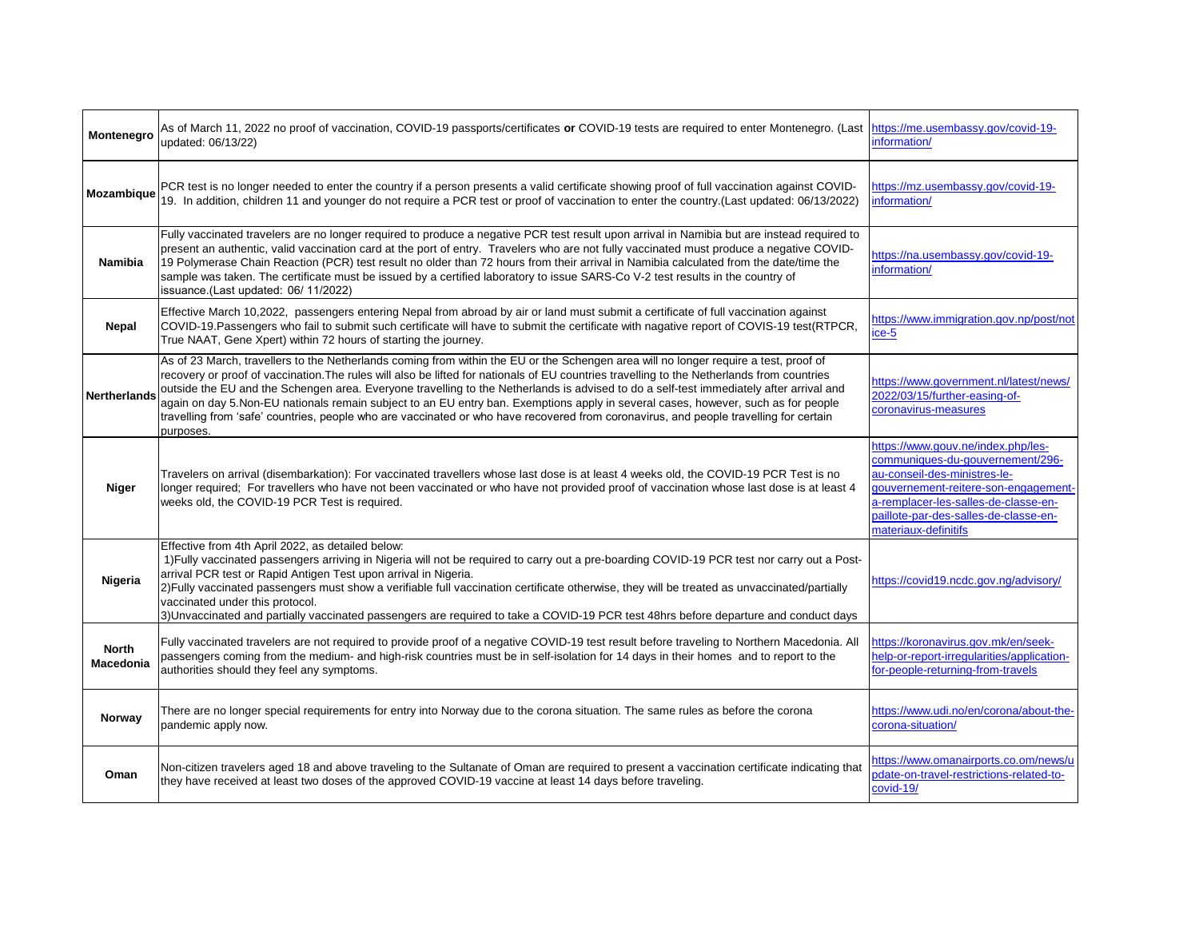| | | |
|---|---|---|
| **Montenegro** | As of March 11, 2022 no proof of vaccination, COVID-19 passports/certificates **or** COVID-19 tests are required to enter Montenegro. (Last updated: 06/13/22) | https://me.usembassy.gov/covid-19-information/ |
| **Mozambique** | PCR test is no longer needed to enter the country if a person presents a valid certificate showing proof of full vaccination against COVID-19. In addition, children 11 and younger do not require a PCR test or proof of vaccination to enter the country.(Last updated: 06/13/2022) | https://mz.usembassy.gov/covid-19-information/ |
| **Namibia** | Fully vaccinated travelers are no longer required to produce a negative PCR test result upon arrival in Namibia but are instead required to present an authentic, valid vaccination card at the port of entry. Travelers who are not fully vaccinated must produce a negative COVID-19 Polymerase Chain Reaction (PCR) test result no older than 72 hours from their arrival in Namibia calculated from the date/time the sample was taken. The certificate must be issued by a certified laboratory to issue SARS-Co V-2 test results in the country of issuance.(Last updated: 06/ 11/2022) | https://na.usembassy.gov/covid-19-information/ |
| **Nepal** | Effective March 10,2022, passengers entering Nepal from abroad by air or land must submit a certificate of full vaccination against COVID-19.Passengers who fail to submit such certificate will have to submit the certificate with nagative report of COVIS-19 test(RTPCR, True NAAT, Gene Xpert) within 72 hours of starting the journey. | https://www.immigration.gov.np/post/notice-5 |
| **Nertherlands** | As of 23 March, travellers to the Netherlands coming from within the EU or the Schengen area will no longer require a test, proof of recovery or proof of vaccination.The rules will also be lifted for nationals of EU countries travelling to the Netherlands from countries outside the EU and the Schengen area. Everyone travelling to the Netherlands is advised to do a self-test immediately after arrival and again on day 5.Non-EU nationals remain subject to an EU entry ban. Exemptions apply in several cases, however, such as for people travelling from 'safe' countries, people who are vaccinated or who have recovered from coronavirus, and people travelling for certain purposes. | https://www.government.nl/latest/news/2022/03/15/further-easing-of-coronavirus-measures |
| **Niger** | Travelers on arrival (disembarkation): For vaccinated travellers whose last dose is at least 4 weeks old, the COVID-19 PCR Test is no longer required; For travellers who have not been vaccinated or who have not provided proof of vaccination whose last dose is at least 4 weeks old, the COVID-19 PCR Test is required. | https://www.gouv.ne/index.php/les-communiques-du-gouvernement/296-au-conseil-des-ministres-le-gouvernement-reitere-son-engagement-a-remplacer-les-salles-de-classe-en-paillote-par-des-salles-de-classe-en-materiaux-definitifs |
| **Nigeria** | Effective from 4th April 2022, as detailed below:<br>1)Fully vaccinated passengers arriving in Nigeria will not be required to carry out a pre-boarding COVID-19 PCR test nor carry out a Post-arrival PCR test or Rapid Antigen Test upon arrival in Nigeria.<br>2)Fully vaccinated passengers must show a verifiable full vaccination certificate otherwise, they will be treated as unvaccinated/partially vaccinated under this protocol.<br>3)Unvaccinated and partially vaccinated passengers are required to take a COVID-19 PCR test 48hrs before departure and conduct days | https://covid19.ncdc.gov.ng/advisory/ |
| **North Macedonia** | Fully vaccinated travelers are not required to provide proof of a negative COVID-19 test result before traveling to Northern Macedonia. All passengers coming from the medium- and high-risk countries must be in self-isolation for 14 days in their homes and to report to the authorities should they feel any symptoms. | https://koronavirus.gov.mk/en/seek-help-or-report-irregularities/application-for-people-returning-from-travels |
| **Norway** | There are no longer special requirements for entry into Norway due to the corona situation. The same rules as before the corona pandemic apply now. | https://www.udi.no/en/corona/about-the-corona-situation/ |
| **Oman** | Non-citizen travelers aged 18 and above traveling to the Sultanate of Oman are required to present a vaccination certificate indicating that they have received at least two doses of the approved COVID-19 vaccine at least 14 days before traveling. | https://www.omanairports.co.om/news/update-on-travel-restrictions-related-to-covid-19/ |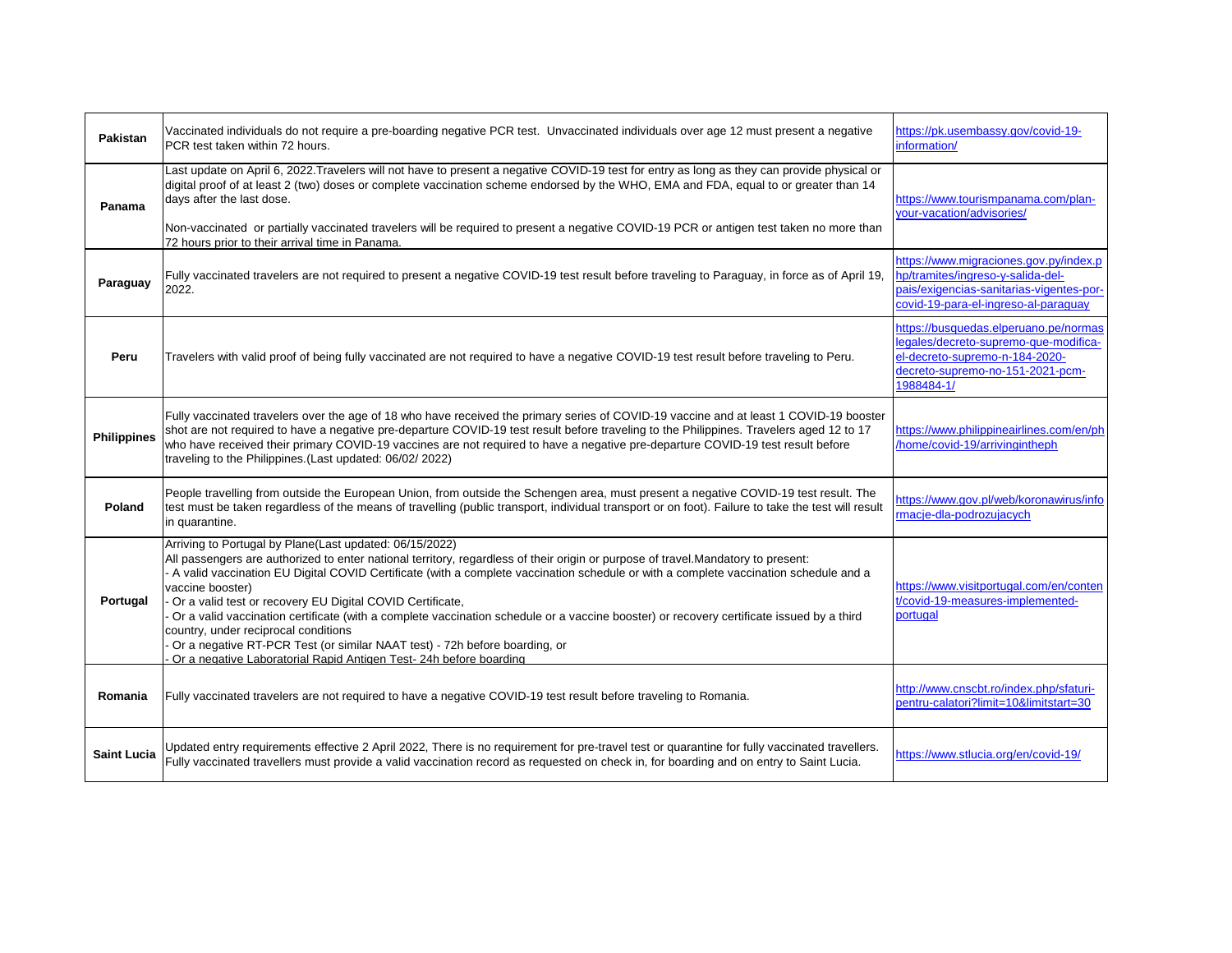| | | |
|---|---|---|
| **Pakistan** | Vaccinated individuals do not require a pre-boarding negative PCR test. Unvaccinated individuals over age 12 must present a negative PCR test taken within 72 hours. | https://pk.usembassy.gov/covid-19-information/ |
| **Panama** | Last update on April 6, 2022.Travelers will not have to present a negative COVID-19 test for entry as long as they can provide physical or digital proof of at least 2 (two) doses or complete vaccination scheme endorsed by the WHO, EMA and FDA, equal to or greater than 14 days after the last dose.<br><br>Non-vaccinated or partially vaccinated travelers will be required to present a negative COVID-19 PCR or antigen test taken no more than 72 hours prior to their arrival time in Panama. | https://www.tourismpanama.com/plan-your-vacation/advisories/ |
| **Paraguay** | Fully vaccinated travelers are not required to present a negative COVID-19 test result before traveling to Paraguay, in force as of April 19, 2022. | https://www.migraciones.gov.py/index.php/tramites/ingreso-y-salida-del-pais/exigencias-sanitarias-vigentes-por-covid-19-para-el-ingreso-al-paraguay |
| **Peru** | Travelers with valid proof of being fully vaccinated are not required to have a negative COVID-19 test result before traveling to Peru. | https://busquedas.elperuano.pe/normaslegales/decreto-supremo-que-modifica-el-decreto-supremo-n-184-2020-decreto-supremo-no-151-2021-pcm-1988484-1/ |
| **Philippines** | Fully vaccinated travelers over the age of 18 who have received the primary series of COVID-19 vaccine and at least 1 COVID-19 booster shot are not required to have a negative pre-departure COVID-19 test result before traveling to the Philippines. Travelers aged 12 to 17 who have received their primary COVID-19 vaccines are not required to have a negative pre-departure COVID-19 test result before traveling to the Philippines.(Last updated: 06/02/ 2022) | https://www.philippineairlines.com/en/ph/home/covid-19/arrivingintheph |
| **Poland** | People travelling from outside the European Union, from outside the Schengen area, must present a negative COVID-19 test result. The test must be taken regardless of the means of travelling (public transport, individual transport or on foot). Failure to take the test will result in quarantine. | https://www.gov.pl/web/koronawirus/informacje-dla-podrozujacych |
| **Portugal** | Arriving to Portugal by Plane(Last updated: 06/15/2022)<br>All passengers are authorized to enter national territory, regardless of their origin or purpose of travel.Mandatory to present:<br>- A valid vaccination EU Digital COVID Certificate (with a complete vaccination schedule or with a complete vaccination schedule and a vaccine booster)<br>- Or a valid test or recovery EU Digital COVID Certificate,<br>- Or a valid vaccination certificate (with a complete vaccination schedule or a vaccine booster) or recovery certificate issued by a third country, under reciprocal conditions<br>- Or a negative RT-PCR Test (or similar NAAT test) - 72h before boarding, or<br>- Or a negative Laboratorial Rapid Antigen Test- 24h before boarding | https://www.visitportugal.com/en/content/covid-19-measures-implemented-portugal |
| **Romania** | Fully vaccinated travelers are not required to have a negative COVID-19 test result before traveling to Romania. | http://www.cnscbt.ro/index.php/sfaturi-pentru-calatori?limit=10&limitstart=30 |
| **Saint Lucia** | Updated entry requirements effective 2 April 2022, There is no requirement for pre-travel test or quarantine for fully vaccinated travellers. Fully vaccinated travellers must provide a valid vaccination record as requested on check in, for boarding and on entry to Saint Lucia. | https://www.stlucia.org/en/covid-19/ |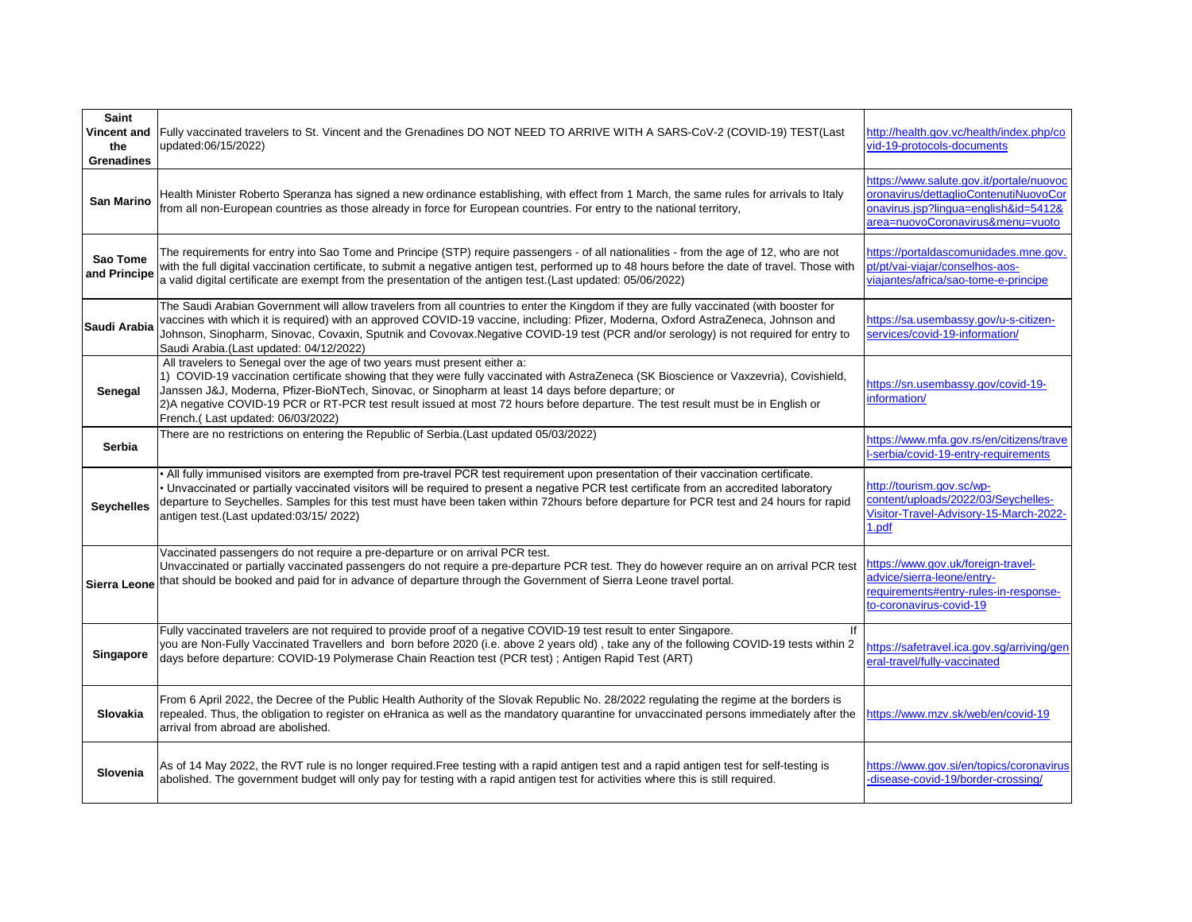| | | |
|---|---|---|
| **Saint Vincent and the Grenadines** | Fully vaccinated travelers to St. Vincent and the Grenadines DO NOT NEED TO ARRIVE WITH A SARS-CoV-2 (COVID-19) TEST(Last updated:06/15/2022) | http://health.gov.vc/health/index.php/covid-19-protocols-documents |
| **San Marino** | Health Minister Roberto Speranza has signed a new ordinance establishing, with effect from 1 March, the same rules for arrivals to Italy from all non-European countries as those already in force for European countries. For entry to the national territory, | https://www.salute.gov.it/portale/nuovocoronavirus/dettaglioContenutiNuovoCoronavirus.jsp?lingua=english&id=5412&area=nuovoCoronavirus&menu=vuoto |
| **Sao Tome and Principe** | The requirements for entry into Sao Tome and Principe (STP) require passengers - of all nationalities - from the age of 12, who are not with the full digital vaccination certificate, to submit a negative antigen test, performed up to 48 hours before the date of travel. Those with a valid digital certificate are exempt from the presentation of the antigen test.(Last updated: 05/06/2022) | https://portaldascomunidades.mne.gov.pt/pt/vai-viajar/conselhos-aos-viajantes/africa/sao-tome-e-principe |
| **Saudi Arabia** | The Saudi Arabian Government will allow travelers from all countries to enter the Kingdom if they are fully vaccinated (with booster for vaccines with which it is required) with an approved COVID-19 vaccine, including: Pfizer, Moderna, Oxford AstraZeneca, Johnson and Johnson, Sinopharm, Sinovac, Covaxin, Sputnik and Covovax.Negative COVID-19 test (PCR and/or serology) is not required for entry to Saudi Arabia.(Last updated: 04/12/2022) | https://sa.usembassy.gov/u-s-citizen-services/covid-19-information/ |
| **Senegal** | All travelers to Senegal over the age of two years must present either a:<br>1) COVID-19 vaccination certificate showing that they were fully vaccinated with AstraZeneca (SK Bioscience or Vaxzevria), Covishield, Janssen J&J, Moderna, Pfizer-BioNTech, Sinovac, or Sinopharm at least 14 days before departure; or<br>2)A negative COVID-19 PCR or RT-PCR test result issued at most 72 hours before departure. The test result must be in English or French.( Last updated: 06/03/2022) | https://sn.usembassy.gov/covid-19-information/ |
| **Serbia** | There are no restrictions on entering the Republic of Serbia.(Last updated 05/03/2022) | https://www.mfa.gov.rs/en/citizens/travel-serbia/covid-19-entry-requirements |
| **Seychelles** | • All fully immunised visitors are exempted from pre-travel PCR test requirement upon presentation of their vaccination certificate.<br>• Unvaccinated or partially vaccinated visitors will be required to present a negative PCR test certificate from an accredited laboratory departure to Seychelles. Samples for this test must have been taken within 72hours before departure for PCR test and 24 hours for rapid antigen test.(Last updated:03/15/ 2022) | http://tourism.gov.sc/wp-content/uploads/2022/03/Seychelles-Visitor-Travel-Advisory-15-March-2022-1.pdf |
| **Sierra Leone** | Vaccinated passengers do not require a pre-departure or on arrival PCR test.<br>Unvaccinated or partially vaccinated passengers do not require a pre-departure PCR test. They do however require an on arrival PCR test that should be booked and paid for in advance of departure through the Government of Sierra Leone travel portal. | https://www.gov.uk/foreign-travel-advice/sierra-leone/entry-requirements#entry-rules-in-response-to-coronavirus-covid-19 |
| **Singapore** | Fully vaccinated travelers are not required to provide proof of a negative COVID-19 test result to enter Singapore. If you are Non-Fully Vaccinated Travellers and born before 2020 (i.e. above 2 years old) , take any of the following COVID-19 tests within 2 days before departure: COVID-19 Polymerase Chain Reaction test (PCR test) ; Antigen Rapid Test (ART) | https://safetravel.ica.gov.sg/arriving/general-travel/fully-vaccinated |
| **Slovakia** | From 6 April 2022, the Decree of the Public Health Authority of the Slovak Republic No. 28/2022 regulating the regime at the borders is repealed. Thus, the obligation to register on eHranica as well as the mandatory quarantine for unvaccinated persons immediately after the arrival from abroad are abolished. | https://www.mzv.sk/web/en/covid-19 |
| **Slovenia** | As of 14 May 2022, the RVT rule is no longer required.Free testing with a rapid antigen test and a rapid antigen test for self-testing is abolished. The government budget will only pay for testing with a rapid antigen test for activities where this is still required. | https://www.gov.si/en/topics/coronavirus-disease-covid-19/border-crossing/ |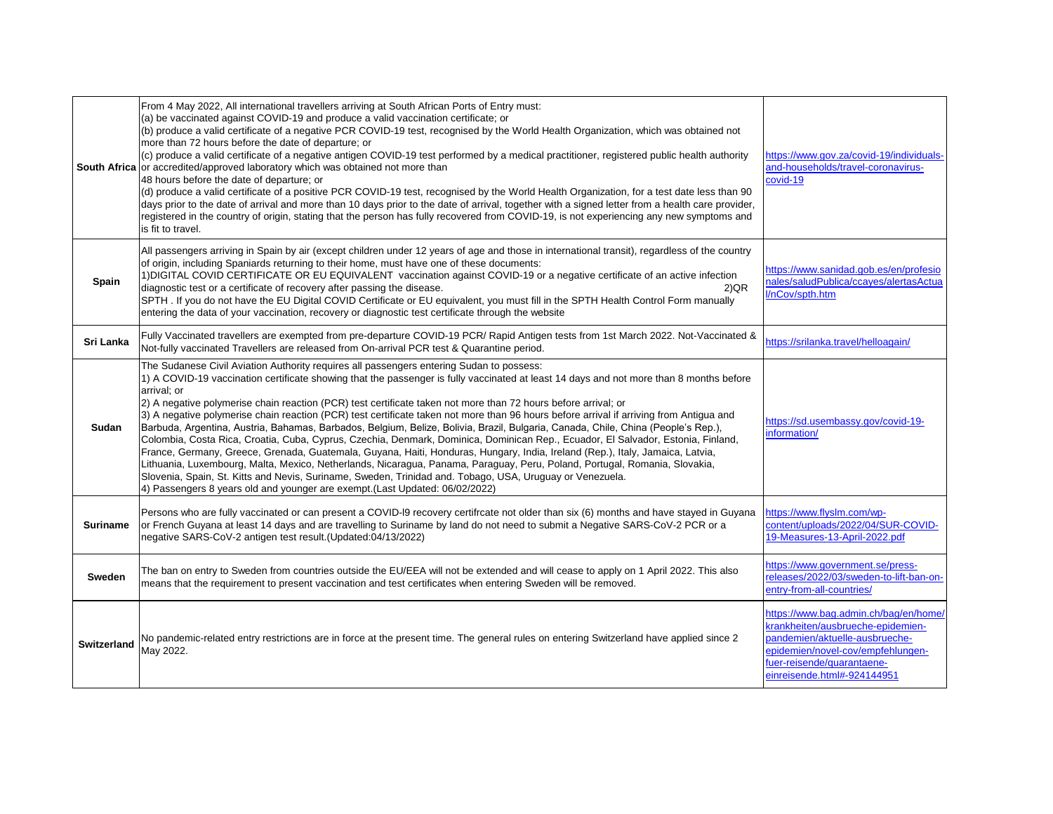| | | |
|---|---|---|
| **South Africa** | From 4 May 2022, All international travellers arriving at South African Ports of Entry must:<br>(a) be vaccinated against COVID-19 and produce a valid vaccination certificate; or<br>(b) produce a valid certificate of a negative PCR COVID-19 test, recognised by the World Health Organization, which was obtained not more than 72 hours before the date of departure; or<br>(c) produce a valid certificate of a negative antigen COVID-19 test performed by a medical practitioner, registered public health authority or accredited/approved laboratory which was obtained not more than<br>48 hours before the date of departure; or<br>(d) produce a valid certificate of a positive PCR COVID-19 test, recognised by the World Health Organization, for a test date less than 90 days prior to the date of arrival and more than 10 days prior to the date of arrival, together with a signed letter from a health care provider, registered in the country of origin, stating that the person has fully recovered from COVID-19, is not experiencing any new symptoms and is fit to travel. | https://www.gov.za/covid-19/individuals-and-households/travel-coronavirus-covid-19 |
| **Spain** | All passengers arriving in Spain by air (except children under 12 years of age and those in international transit), regardless of the country of origin, including Spaniards returning to their home, must have one of these documents:<br>1)DIGITAL COVID CERTIFICATE OR EU EQUIVALENT vaccination against COVID-19 or a negative certificate of an active infection diagnostic test or a certificate of recovery after passing the disease. 2)QR SPTH . If you do not have the EU Digital COVID Certificate or EU equivalent, you must fill in the SPTH Health Control Form manually entering the data of your vaccination, recovery or diagnostic test certificate through the website | https://www.sanidad.gob.es/en/profesionales/saludPublica/ccayes/alertasActual/nCov/spth.htm |
| **Sri Lanka** | Fully Vaccinated travellers are exempted from pre-departure COVID-19 PCR/ Rapid Antigen tests from 1st March 2022. Not-Vaccinated & Not-fully vaccinated Travellers are released from On-arrival PCR test & Quarantine period. | https://srilanka.travel/helloagain/ |
| **Sudan** | The Sudanese Civil Aviation Authority requires all passengers entering Sudan to possess:<br>1) A COVID-19 vaccination certificate showing that the passenger is fully vaccinated at least 14 days and not more than 8 months before arrival; or<br>2) A negative polymerise chain reaction (PCR) test certificate taken not more than 72 hours before arrival; or<br>3) A negative polymerise chain reaction (PCR) test certificate taken not more than 96 hours before arrival if arriving from Antigua and Barbuda, Argentina, Austria, Bahamas, Barbados, Belgium, Belize, Bolivia, Brazil, Bulgaria, Canada, Chile, China (People's Rep.), Colombia, Costa Rica, Croatia, Cuba, Cyprus, Czechia, Denmark, Dominica, Dominican Rep., Ecuador, El Salvador, Estonia, Finland, France, Germany, Greece, Grenada, Guatemala, Guyana, Haiti, Honduras, Hungary, India, Ireland (Rep.), Italy, Jamaica, Latvia, Lithuania, Luxembourg, Malta, Mexico, Netherlands, Nicaragua, Panama, Paraguay, Peru, Poland, Portugal, Romania, Slovakia, Slovenia, Spain, St. Kitts and Nevis, Suriname, Sweden, Trinidad and. Tobago, USA, Uruguay or Venezuela.<br>4) Passengers 8 years old and younger are exempt.(Last Updated: 06/02/2022) | https://sd.usembassy.gov/covid-19-information/ |
| **Suriname** | Persons who are fully vaccinated or can present a COVID-l9 recovery certifrcate not older than six (6) months and have stayed in Guyana or French Guyana at least 14 days and are travelling to Suriname by land do not need to submit a Negative SARS-CoV-2 PCR or a negative SARS-CoV-2 antigen test result.(Updated:04/13/2022) | https://www.flyslm.com/wp-content/uploads/2022/04/SUR-COVID-19-Measures-13-April-2022.pdf |
| **Sweden** | The ban on entry to Sweden from countries outside the EU/EEA will not be extended and will cease to apply on 1 April 2022. This also means that the requirement to present vaccination and test certificates when entering Sweden will be removed. | https://www.government.se/press-releases/2022/03/sweden-to-lift-ban-on-entry-from-all-countries/ |
| **Switzerland** | No pandemic-related entry restrictions are in force at the present time. The general rules on entering Switzerland have applied since 2 May 2022. | https://www.bag.admin.ch/bag/en/home/krankheiten/ausbrueche-epidemien-pandemien/aktuelle-ausbrueche-epidemien/novel-cov/empfehlungen-fuer-reisende/quarantaene-einreisende.html#-924144951 |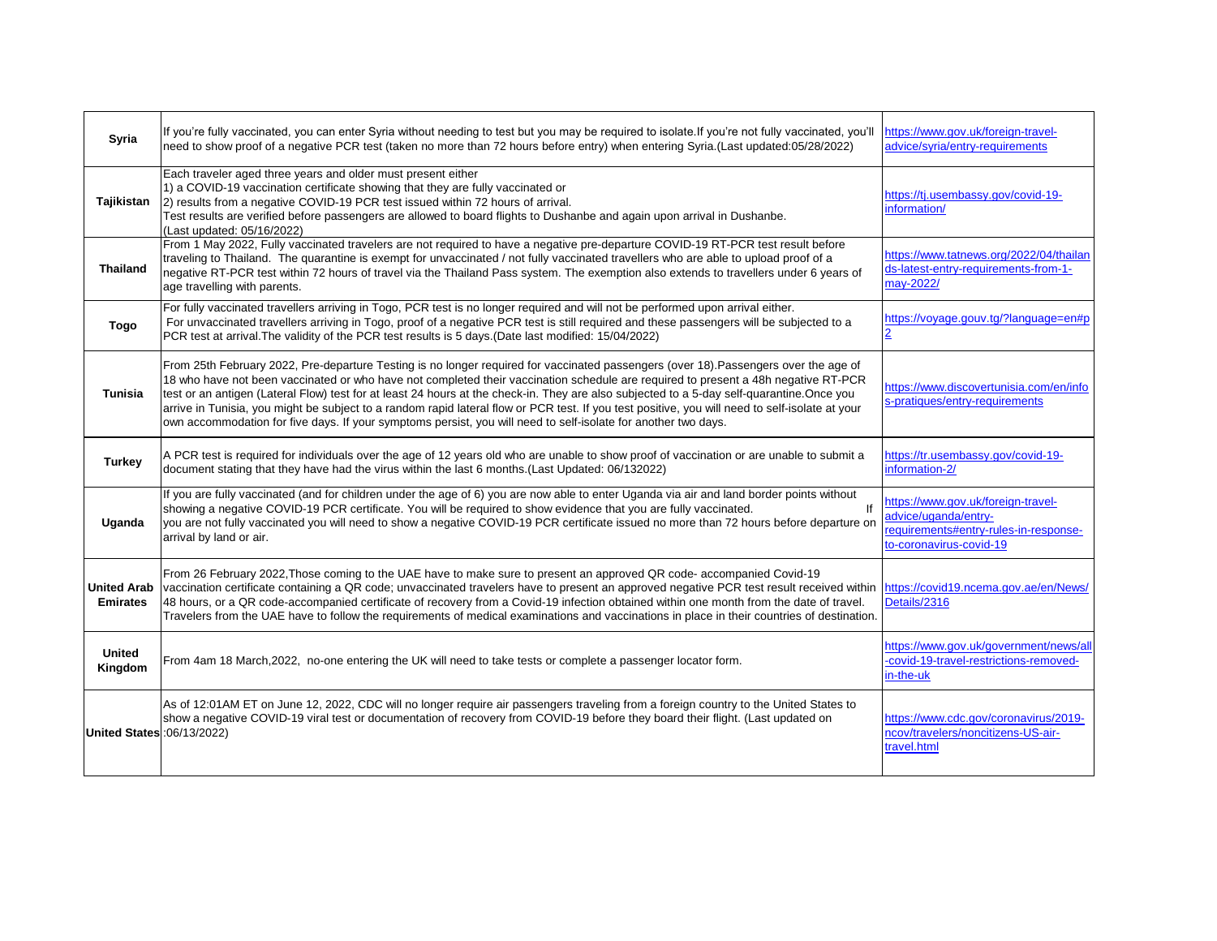| | | |
|---|---|---|
| **Syria** | If you're fully vaccinated, you can enter Syria without needing to test but you may be required to isolate.If you're not fully vaccinated, you'll need to show proof of a negative PCR test (taken no more than 72 hours before entry) when entering Syria.(Last updated:05/28/2022) | https://www.gov.uk/foreign-travel-advice/syria/entry-requirements |
| **Tajikistan** | Each traveler aged three years and older must present either<br>1) a COVID-19 vaccination certificate showing that they are fully vaccinated or<br>2) results from a negative COVID-19 PCR test issued within 72 hours of arrival.<br>Test results are verified before passengers are allowed to board flights to Dushanbe and again upon arrival in Dushanbe.<br>(Last updated: 05/16/2022) | https://tj.usembassy.gov/covid-19-information/ |
| **Thailand** | From 1 May 2022, Fully vaccinated travelers are not required to have a negative pre-departure COVID-19 RT-PCR test result before traveling to Thailand. The quarantine is exempt for unvaccinated / not fully vaccinated travellers who are able to upload proof of a negative RT-PCR test within 72 hours of travel via the Thailand Pass system. The exemption also extends to travellers under 6 years of age travelling with parents. | https://www.tatnews.org/2022/04/thailands-latest-entry-requirements-from-1-may-2022/ |
| **Togo** | For fully vaccinated travellers arriving in Togo, PCR test is no longer required and will not be performed upon arrival either.<br>For unvaccinated travellers arriving in Togo, proof of a negative PCR test is still required and these passengers will be subjected to a PCR test at arrival.The validity of the PCR test results is 5 days.(Date last modified: 15/04/2022) | https://voyage.gouv.tg/?language=en#p2 |
| **Tunisia** | From 25th February 2022, Pre-departure Testing is no longer required for vaccinated passengers (over 18).Passengers over the age of 18 who have not been vaccinated or who have not completed their vaccination schedule are required to present a 48h negative RT-PCR test or an antigen (Lateral Flow) test for at least 24 hours at the check-in. They are also subjected to a 5-day self-quarantine.Once you arrive in Tunisia, you might be subject to a random rapid lateral flow or PCR test. If you test positive, you will need to self-isolate at your own accommodation for five days. If your symptoms persist, you will need to self-isolate for another two days. | https://www.discovertunisia.com/en/infos-pratiques/entry-requirements |
| **Turkey** | A PCR test is required for individuals over the age of 12 years old who are unable to show proof of vaccination or are unable to submit a document stating that they have had the virus within the last 6 months.(Last Updated: 06/132022) | https://tr.usembassy.gov/covid-19-information-2/ |
| **Uganda** | If you are fully vaccinated (and for children under the age of 6) you are now able to enter Uganda via air and land border points without showing a negative COVID-19 PCR certificate. You will be required to show evidence that you are fully vaccinated. If you are not fully vaccinated you will need to show a negative COVID-19 PCR certificate issued no more than 72 hours before departure on arrival by land or air. | https://www.gov.uk/foreign-travel-advice/uganda/entry-requirements#entry-rules-in-response-to-coronavirus-covid-19 |
| **United Arab Emirates** | From 26 February 2022,Those coming to the UAE have to make sure to present an approved QR code- accompanied Covid-19 vaccination certificate containing a QR code; unvaccinated travelers have to present an approved negative PCR test result received within 48 hours, or a QR code-accompanied certificate of recovery from a Covid-19 infection obtained within one month from the date of travel. Travelers from the UAE have to follow the requirements of medical examinations and vaccinations in place in their countries of destination. | https://covid19.ncema.gov.ae/en/News/Details/2316 |
| **United Kingdom** | From 4am 18 March,2022, no-one entering the UK will need to take tests or complete a passenger locator form. | https://www.gov.uk/government/news/all-covid-19-travel-restrictions-removed-in-the-uk |
| **United States** | As of 12:01AM ET on June 12, 2022, CDC will no longer require air passengers traveling from a foreign country to the United States to show a negative COVID-19 viral test or documentation of recovery from COVID-19 before they board their flight. (Last updated on :06/13/2022) | https://www.cdc.gov/coronavirus/2019-ncov/travelers/noncitizens-US-air-travel.html |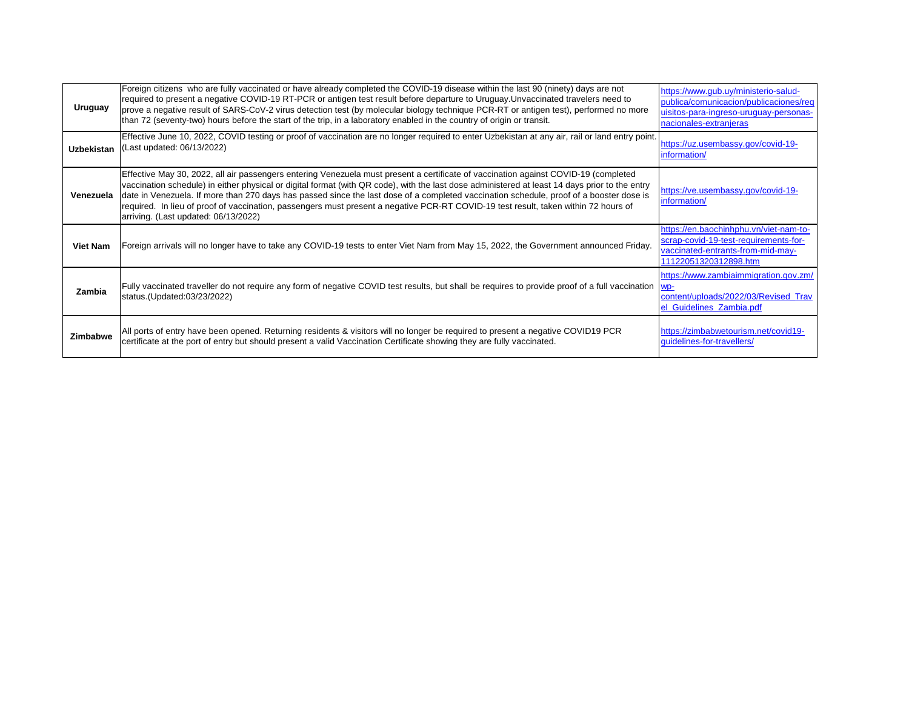| | | |
|---|---|---|
| **Uruguay** | Foreign citizens who are fully vaccinated or have already completed the COVID-19 disease within the last 90 (ninety) days are not required to present a negative COVID-19 RT-PCR or antigen test result before departure to Uruguay.Unvaccinated travelers need to prove a negative result of SARS-CoV-2 virus detection test (by molecular biology technique PCR-RT or antigen test), performed no more than 72 (seventy-two) hours before the start of the trip, in a laboratory enabled in the country of origin or transit. | https://www.gub.uy/ministerio-salud-publica/comunicacion/publicaciones/requisitos-para-ingreso-uruguay-personas-nacionales-extranjeras |
| **Uzbekistan** | Effective June 10, 2022, COVID testing or proof of vaccination are no longer required to enter Uzbekistan at any air, rail or land entry point. (Last updated: 06/13/2022) | https://uz.usembassy.gov/covid-19-information/ |
| **Venezuela** | Effective May 30, 2022, all air passengers entering Venezuela must present a certificate of vaccination against COVID-19 (completed vaccination schedule) in either physical or digital format (with QR code), with the last dose administered at least 14 days prior to the entry date in Venezuela. If more than 270 days has passed since the last dose of a completed vaccination schedule, proof of a booster dose is required. In lieu of proof of vaccination, passengers must present a negative PCR-RT COVID-19 test result, taken within 72 hours of arriving. (Last updated: 06/13/2022) | https://ve.usembassy.gov/covid-19-information/ |
| **Viet Nam** | Foreign arrivals will no longer have to take any COVID-19 tests to enter Viet Nam from May 15, 2022, the Government announced Friday. | https://en.baochinhphu.vn/viet-nam-to-scrap-covid-19-test-requirements-for-vaccinated-entrants-from-mid-may-11122051320312898.htm |
| **Zambia** | Fully vaccinated traveller do not require any form of negative COVID test results, but shall be requires to provide proof of a full vaccination status.(Updated:03/23/2022) | https://www.zambiaimmigration.gov.zm/wp-content/uploads/2022/03/Revised_Travel_Guidelines_Zambia.pdf |
| **Zimbabwe** | All ports of entry have been opened. Returning residents & visitors will no longer be required to present a negative COVID19 PCR certificate at the port of entry but should present a valid Vaccination Certificate showing they are fully vaccinated. | https://zimbabwetourism.net/covid19-guidelines-for-travellers/ |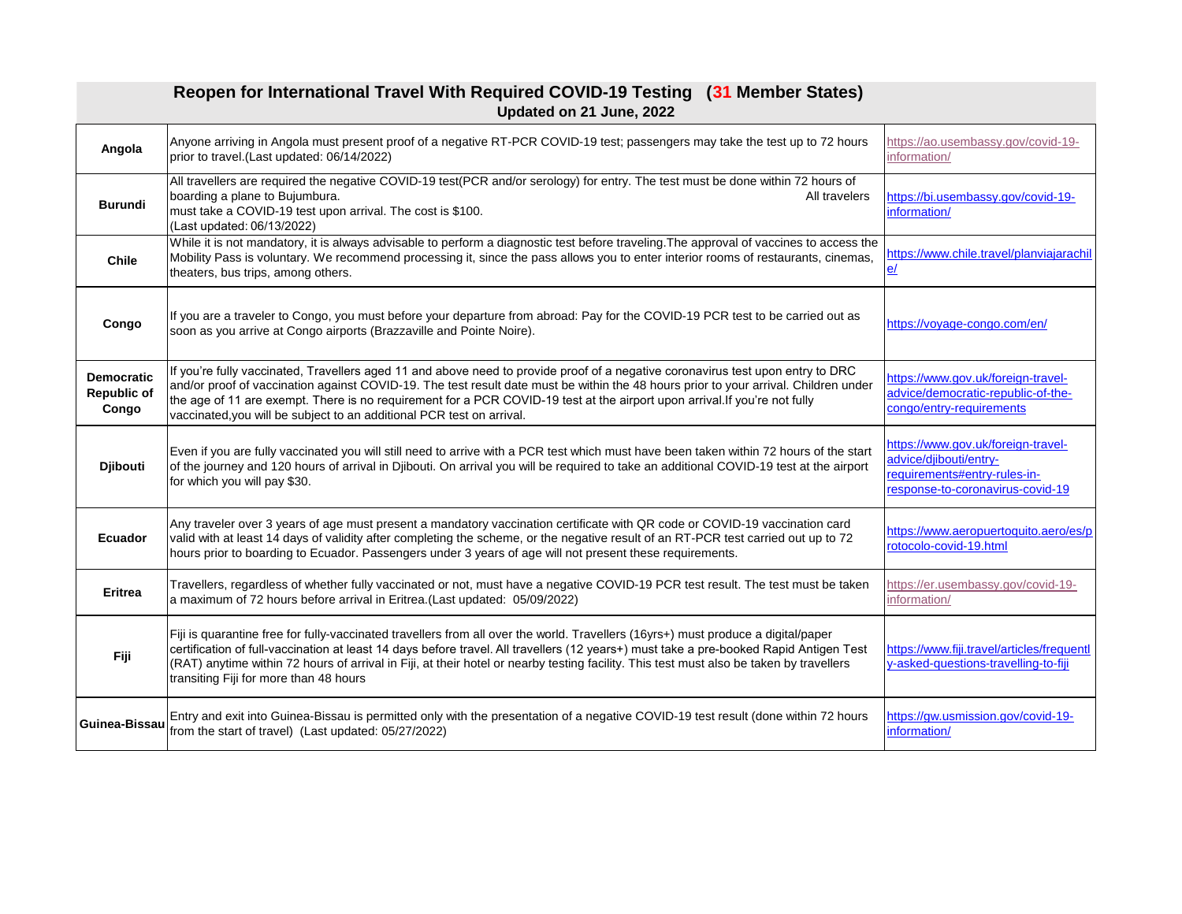## Reopen for International Travel With Required COVID-19 Testing (31 Member States)

**Updated on 21 June, 2022**

| Country | Requirements | Source |
|---|---|---|
| **Angola** | Anyone arriving in Angola must present proof of a negative RT-PCR COVID-19 test; passengers may take the test up to 72 hours prior to travel.(Last updated: 06/14/2022) | https://ao.usembassy.gov/covid-19-information/ |
| **Burundi** | All travellers are required the negative COVID-19 test(PCR and/or serology) for entry. The test must be done within 72 hours of boarding a plane to Bujumbura. All travelers must take a COVID-19 test upon arrival. The cost is $100. (Last updated: 06/13/2022) | https://bi.usembassy.gov/covid-19-information/ |
| **Chile** | While it is not mandatory, it is always advisable to perform a diagnostic test before traveling.The approval of vaccines to access the Mobility Pass is voluntary. We recommend processing it, since the pass allows you to enter interior rooms of restaurants, cinemas, theaters, bus trips, among others. | https://www.chile.travel/planviajarachile/ |
| **Congo** | If you are a traveler to Congo, you must before your departure from abroad: Pay for the COVID-19 PCR test to be carried out as soon as you arrive at Congo airports (Brazzaville and Pointe Noire). | https://voyage-congo.com/en/ |
| **Democratic Republic of Congo** | If you're fully vaccinated, Travellers aged 11 and above need to provide proof of a negative coronavirus test upon entry to DRC and/or proof of vaccination against COVID-19. The test result date must be within the 48 hours prior to your arrival. Children under the age of 11 are exempt. There is no requirement for a PCR COVID-19 test at the airport upon arrival.If you're not fully vaccinated,you will be subject to an additional PCR test on arrival. | https://www.gov.uk/foreign-travel-advice/democratic-republic-of-the-congo/entry-requirements |
| **Djibouti** | Even if you are fully vaccinated you will still need to arrive with a PCR test which must have been taken within 72 hours of the start of the journey and 120 hours of arrival in Djibouti. On arrival you will be required to take an additional COVID-19 test at the airport for which you will pay $30. | https://www.gov.uk/foreign-travel-advice/djibouti/entry-requirements#entry-rules-in-response-to-coronavirus-covid-19 |
| **Ecuador** | Any traveler over 3 years of age must present a mandatory vaccination certificate with QR code or COVID-19 vaccination card valid with at least 14 days of validity after completing the scheme, or the negative result of an RT-PCR test carried out up to 72 hours prior to boarding to Ecuador. Passengers under 3 years of age will not present these requirements. | https://www.aeropuertoquito.aero/es/protocolo-covid-19.html |
| **Eritrea** | Travellers, regardless of whether fully vaccinated or not, must have a negative COVID-19 PCR test result. The test must be taken a maximum of 72 hours before arrival in Eritrea.(Last updated: 05/09/2022) | https://er.usembassy.gov/covid-19-information/ |
| **Fiji** | Fiji is quarantine free for fully-vaccinated travellers from all over the world. Travellers (16yrs+) must produce a digital/paper certification of full-vaccination at least 14 days before travel. All travellers (12 years+) must take a pre-booked Rapid Antigen Test (RAT) anytime within 72 hours of arrival in Fiji, at their hotel or nearby testing facility. This test must also be taken by travellers transiting Fiji for more than 48 hours | https://www.fiji.travel/articles/frequently-asked-questions-travelling-to-fiji |
| **Guinea-Bissau** | Entry and exit into Guinea-Bissau is permitted only with the presentation of a negative COVID-19 test result (done within 72 hours from the start of travel) (Last updated: 05/27/2022) | https://gw.usmission.gov/covid-19-information/ |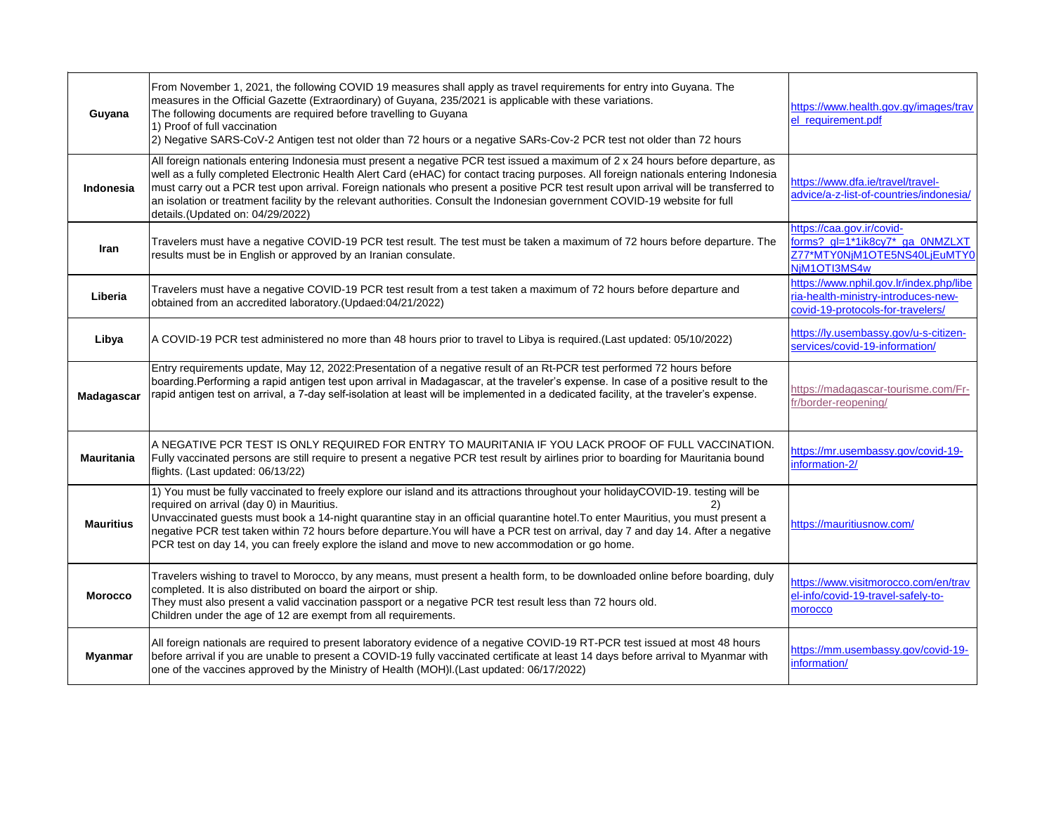| | | |
|---|---|---|
| **Guyana** | From November 1, 2021, the following COVID 19 measures shall apply as travel requirements for entry into Guyana. The measures in the Official Gazette (Extraordinary) of Guyana, 235/2021 is applicable with these variations.<br>The following documents are required before travelling to Guyana<br>1) Proof of full vaccination<br>2) Negative SARS-CoV-2 Antigen test not older than 72 hours or a negative SARs-Cov-2 PCR test not older than 72 hours | https://www.health.gov.gy/images/travel_requirement.pdf |
| **Indonesia** | All foreign nationals entering Indonesia must present a negative PCR test issued a maximum of 2 x 24 hours before departure, as well as a fully completed Electronic Health Alert Card (eHAC) for contact tracing purposes. All foreign nationals entering Indonesia must carry out a PCR test upon arrival. Foreign nationals who present a positive PCR test result upon arrival will be transferred to an isolation or treatment facility by the relevant authorities. Consult the Indonesian government COVID-19 website for full details.(Updated on: 04/29/2022) | https://www.dfa.ie/travel/travel-advice/a-z-list-of-countries/indonesia/ |
| **Iran** | Travelers must have a negative COVID-19 PCR test result. The test must be taken a maximum of 72 hours before departure. The results must be in English or approved by an Iranian consulate. | https://caa.gov.ir/covid-forms?_gl=1*1ik8cy7*_ga_0NMZLXTZ77*MTY0NjM1OTE5NS40LjEuMTY0NjM1OTI3MS4w |
| **Liberia** | Travelers must have a negative COVID-19 PCR test result from a test taken a maximum of 72 hours before departure and obtained from an accredited laboratory.(Updaed:04/21/2022) | https://www.nphil.gov.lr/index.php/liberia-health-ministry-introduces-new-covid-19-protocols-for-travelers/ |
| **Libya** | A COVID-19 PCR test administered no more than 48 hours prior to travel to Libya is required.(Last updated: 05/10/2022) | https://ly.usembassy.gov/u-s-citizen-services/covid-19-information/ |
| **Madagascar** | Entry requirements update, May 12, 2022:Presentation of a negative result of an Rt-PCR test performed 72 hours before boarding.Performing a rapid antigen test upon arrival in Madagascar, at the traveler's expense. In case of a positive result to the rapid antigen test on arrival, a 7-day self-isolation at least will be implemented in a dedicated facility, at the traveler's expense. | https://madagascar-tourisme.com/Fr-fr/border-reopening/ |
| **Mauritania** | A NEGATIVE PCR TEST IS ONLY REQUIRED FOR ENTRY TO MAURITANIA IF YOU LACK PROOF OF FULL VACCINATION. Fully vaccinated persons are still require to present a negative PCR test result by airlines prior to boarding for Mauritania bound flights. (Last updated: 06/13/22) | https://mr.usembassy.gov/covid-19-information-2/ |
| **Mauritius** | 1) You must be fully vaccinated to freely explore our island and its attractions throughout your holidayCOVID-19. testing will be required on arrival (day 0) in Mauritius. 2) Unvaccinated guests must book a 14-night quarantine stay in an official quarantine hotel.To enter Mauritius, you must present a negative PCR test taken within 72 hours before departure.You will have a PCR test on arrival, day 7 and day 14. After a negative PCR test on day 14, you can freely explore the island and move to new accommodation or go home. | https://mauritiusnow.com/ |
| **Morocco** | Travelers wishing to travel to Morocco, by any means, must present a health form, to be downloaded online before boarding, duly completed. It is also distributed on board the airport or ship.<br>They must also present a valid vaccination passport or a negative PCR test result less than 72 hours old.<br>Children under the age of 12 are exempt from all requirements. | https://www.visitmorocco.com/en/travel-info/covid-19-travel-safely-to-morocco |
| **Myanmar** | All foreign nationals are required to present laboratory evidence of a negative COVID-19 RT-PCR test issued at most 48 hours before arrival if you are unable to present a COVID-19 fully vaccinated certificate at least 14 days before arrival to Myanmar with one of the vaccines approved by the Ministry of Health (MOH)l.(Last updated: 06/17/2022) | https://mm.usembassy.gov/covid-19-information/ |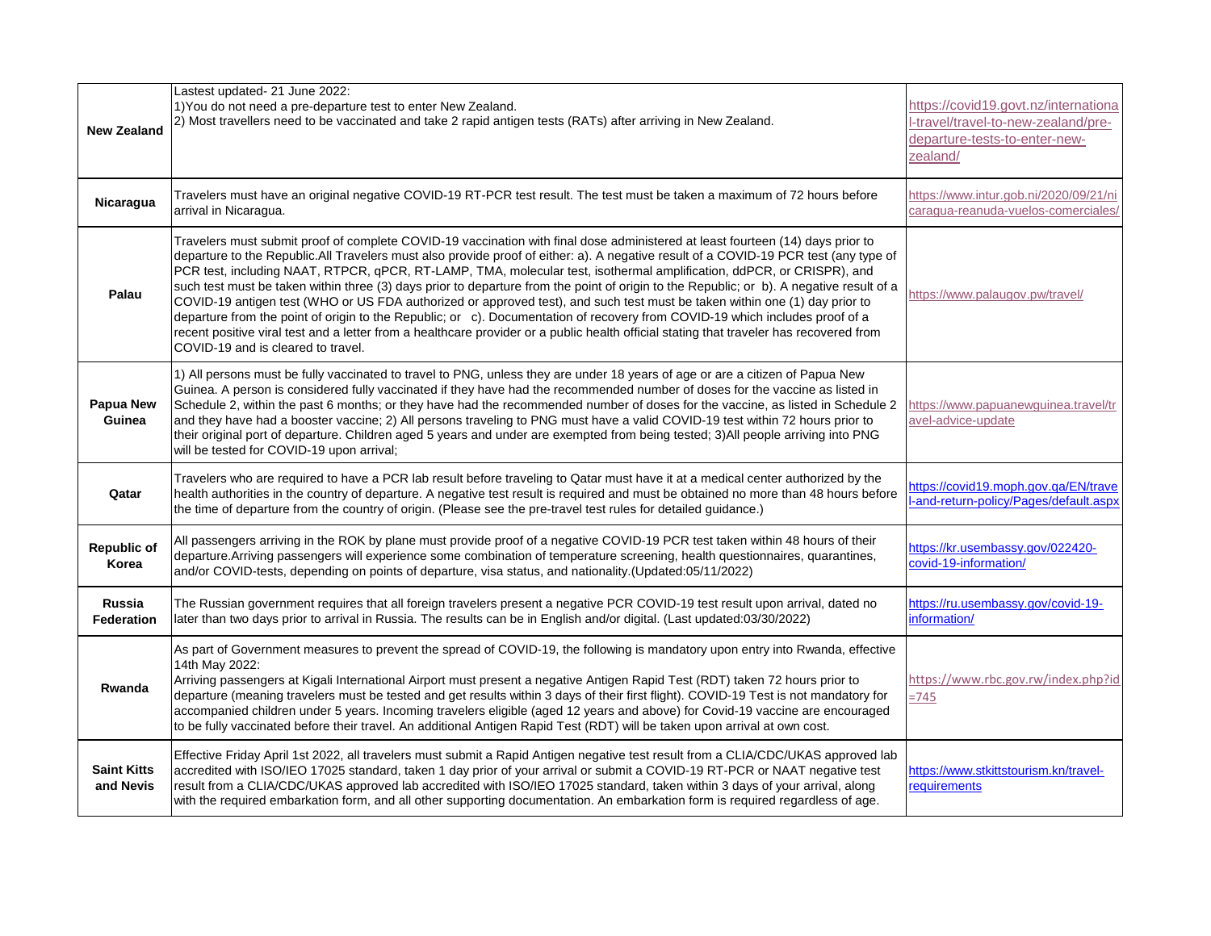| | | |
|---|---|---|
| **New Zealand** | Lastest updated- 21 June 2022:<br>1)You do not need a pre-departure test to enter New Zealand.<br>2) Most travellers need to be vaccinated and take 2 rapid antigen tests (RATs) after arriving in New Zealand. | https://covid19.govt.nz/international-travel/travel-to-new-zealand/pre-departure-tests-to-enter-new-zealand/ |
| **Nicaragua** | Travelers must have an original negative COVID-19 RT-PCR test result. The test must be taken a maximum of 72 hours before arrival in Nicaragua. | https://www.intur.gob.ni/2020/09/21/nicaragua-reanuda-vuelos-comerciales/ |
| **Palau** | Travelers must submit proof of complete COVID-19 vaccination with final dose administered at least fourteen (14) days prior to departure to the Republic.All Travelers must also provide proof of either: a). A negative result of a COVID-19 PCR test (any type of PCR test, including NAAT, RTPCR, qPCR, RT-LAMP, TMA, molecular test, isothermal amplification, ddPCR, or CRISPR), and such test must be taken within three (3) days prior to departure from the point of origin to the Republic; or b). A negative result of a COVID-19 antigen test (WHO or US FDA authorized or approved test), and such test must be taken within one (1) day prior to departure from the point of origin to the Republic; or c). Documentation of recovery from COVID-19 which includes proof of a recent positive viral test and a letter from a healthcare provider or a public health official stating that traveler has recovered from COVID-19 and is cleared to travel. | https://www.palaugov.pw/travel/ |
| **Papua New Guinea** | 1) All persons must be fully vaccinated to travel to PNG, unless they are under 18 years of age or are a citizen of Papua New Guinea. A person is considered fully vaccinated if they have had the recommended number of doses for the vaccine as listed in Schedule 2, within the past 6 months; or they have had the recommended number of doses for the vaccine, as listed in Schedule 2 and they have had a booster vaccine; 2) All persons traveling to PNG must have a valid COVID-19 test within 72 hours prior to their original port of departure. Children aged 5 years and under are exempted from being tested; 3)All people arriving into PNG will be tested for COVID-19 upon arrival; | https://www.papuanewguinea.travel/travel-advice-update |
| **Qatar** | Travelers who are required to have a PCR lab result before traveling to Qatar must have it at a medical center authorized by the health authorities in the country of departure. A negative test result is required and must be obtained no more than 48 hours before the time of departure from the country of origin. (Please see the pre-travel test rules for detailed guidance.) | https://covid19.moph.gov.qa/EN/travel-and-return-policy/Pages/default.aspx |
| **Republic of Korea** | All passengers arriving in the ROK by plane must provide proof of a negative COVID-19 PCR test taken within 48 hours of their departure.Arriving passengers will experience some combination of temperature screening, health questionnaires, quarantines, and/or COVID-tests, depending on points of departure, visa status, and nationality.(Updated:05/11/2022) | https://kr.usembassy.gov/022420-covid-19-information/ |
| **Russia Federation** | The Russian government requires that all foreign travelers present a negative PCR COVID-19 test result upon arrival, dated no later than two days prior to arrival in Russia. The results can be in English and/or digital. (Last updated:03/30/2022) | https://ru.usembassy.gov/covid-19-information/ |
| **Rwanda** | As part of Government measures to prevent the spread of COVID-19, the following is mandatory upon entry into Rwanda, effective 14th May 2022:<br>Arriving passengers at Kigali International Airport must present a negative Antigen Rapid Test (RDT) taken 72 hours prior to departure (meaning travelers must be tested and get results within 3 days of their first flight). COVID-19 Test is not mandatory for accompanied children under 5 years. Incoming travelers eligible (aged 12 years and above) for Covid-19 vaccine are encouraged to be fully vaccinated before their travel. An additional Antigen Rapid Test (RDT) will be taken upon arrival at own cost. | https://www.rbc.gov.rw/index.php?id=745 |
| **Saint Kitts and Nevis** | Effective Friday April 1st 2022, all travelers must submit a Rapid Antigen negative test result from a CLIA/CDC/UKAS approved lab accredited with ISO/IEO 17025 standard, taken 1 day prior of your arrival or submit a COVID-19 RT-PCR or NAAT negative test result from a CLIA/CDC/UKAS approved lab accredited with ISO/IEO 17025 standard, taken within 3 days of your arrival, along with the required embarkation form, and all other supporting documentation. An embarkation form is required regardless of age. | https://www.stkittstourism.kn/travel-requirements |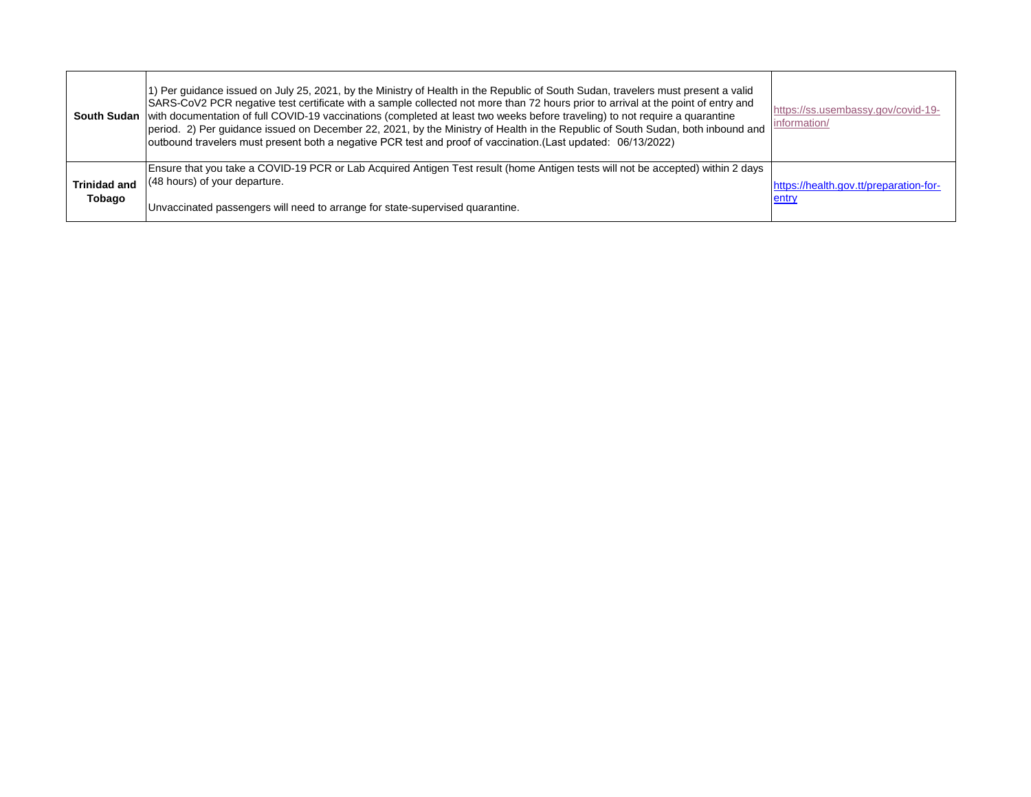| | | |
|---|---|---|
| **South Sudan** | 1) Per guidance issued on July 25, 2021, by the Ministry of Health in the Republic of South Sudan, travelers must present a valid SARS-CoV2 PCR negative test certificate with a sample collected not more than 72 hours prior to arrival at the point of entry and with documentation of full COVID-19 vaccinations (completed at least two weeks before traveling) to not require a quarantine period. 2) Per guidance issued on December 22, 2021, by the Ministry of Health in the Republic of South Sudan, both inbound and outbound travelers must present both a negative PCR test and proof of vaccination.(Last updated: 06/13/2022) | https://ss.usembassy.gov/covid-19-information/ |
| **Trinidad and Tobago** | Ensure that you take a COVID-19 PCR or Lab Acquired Antigen Test result (home Antigen tests will not be accepted) within 2 days (48 hours) of your departure.<br><br>Unvaccinated passengers will need to arrange for state-supervised quarantine. | https://health.gov.tt/preparation-for-entry |